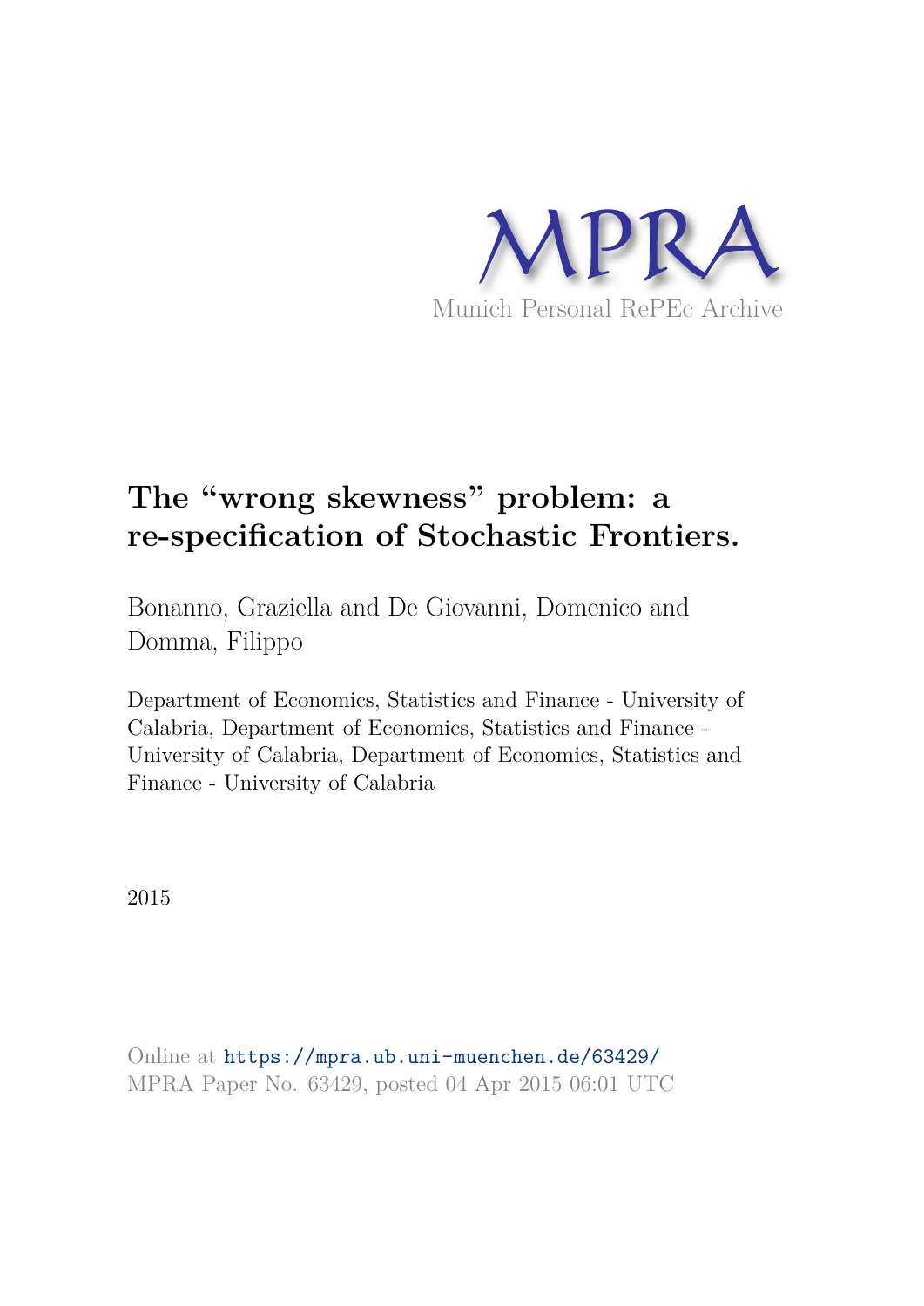MPRA

Munich Personal RePEc Archive

# The "wrong skewness" problem: a re-specification of Stochastic Frontiers.

Bonanno, Graziella and De Giovanni, Domenico and Domma, Filippo

Department of Economics, Statistics and Finance - University of Calabria, Department of Economics, Statistics and Finance - University of Calabria, Department of Economics, Statistics and Finance - University of Calabria

2015

Online at https://mpra.ub.uni-muenchen.de/63429/
MPRA Paper No. 63429, posted 04 Apr 2015 06:01 UTC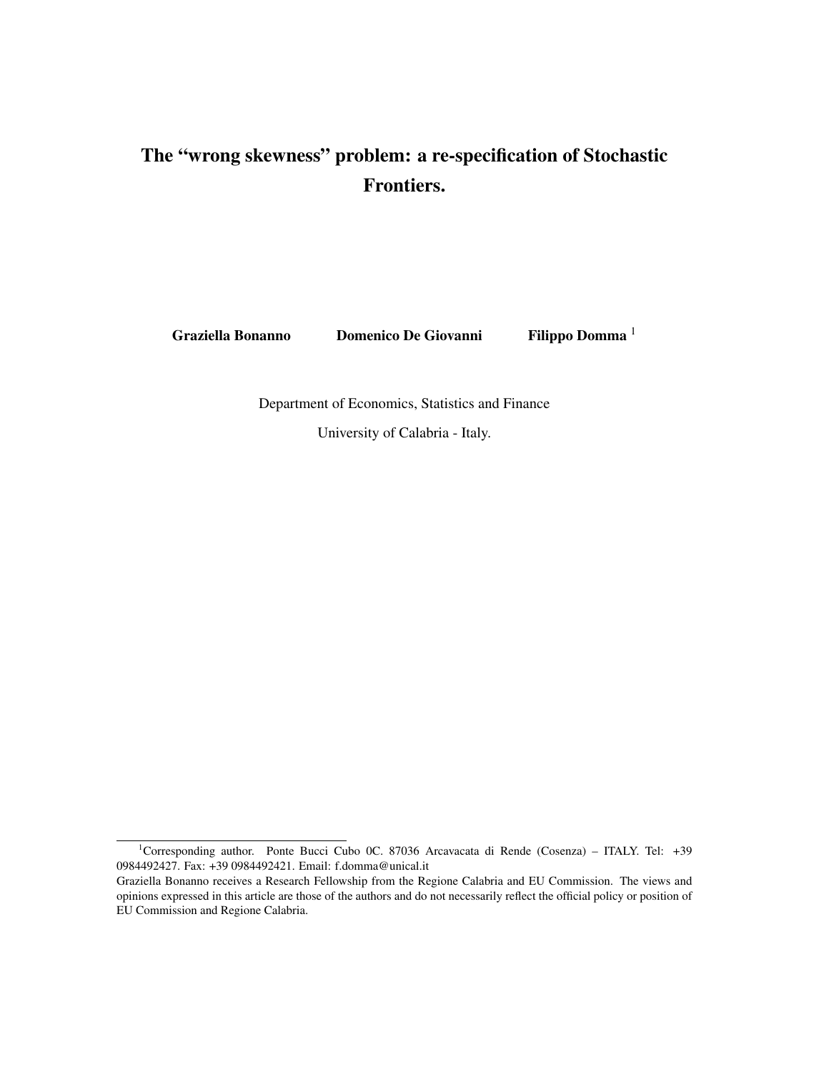# The "wrong skewness" problem: a re-specification of Stochastic Frontiers.

**Graziella Bonanno** **Domenico De Giovanni** **Filippo Domma** [1]

Department of Economics, Statistics and Finance

University of Calabria - Italy.

---

[1] Corresponding author. Ponte Bucci Cubo 0C. 87036 Arcavacata di Rende (Cosenza) – ITALY. Tel: +39 0984492427. Fax: +39 0984492421. Email: f.domma@unical.it

Graziella Bonanno receives a Research Fellowship from the Regione Calabria and EU Commission. The views and opinions expressed in this article are those of the authors and do not necessarily reflect the official policy or position of EU Commission and Regione Calabria.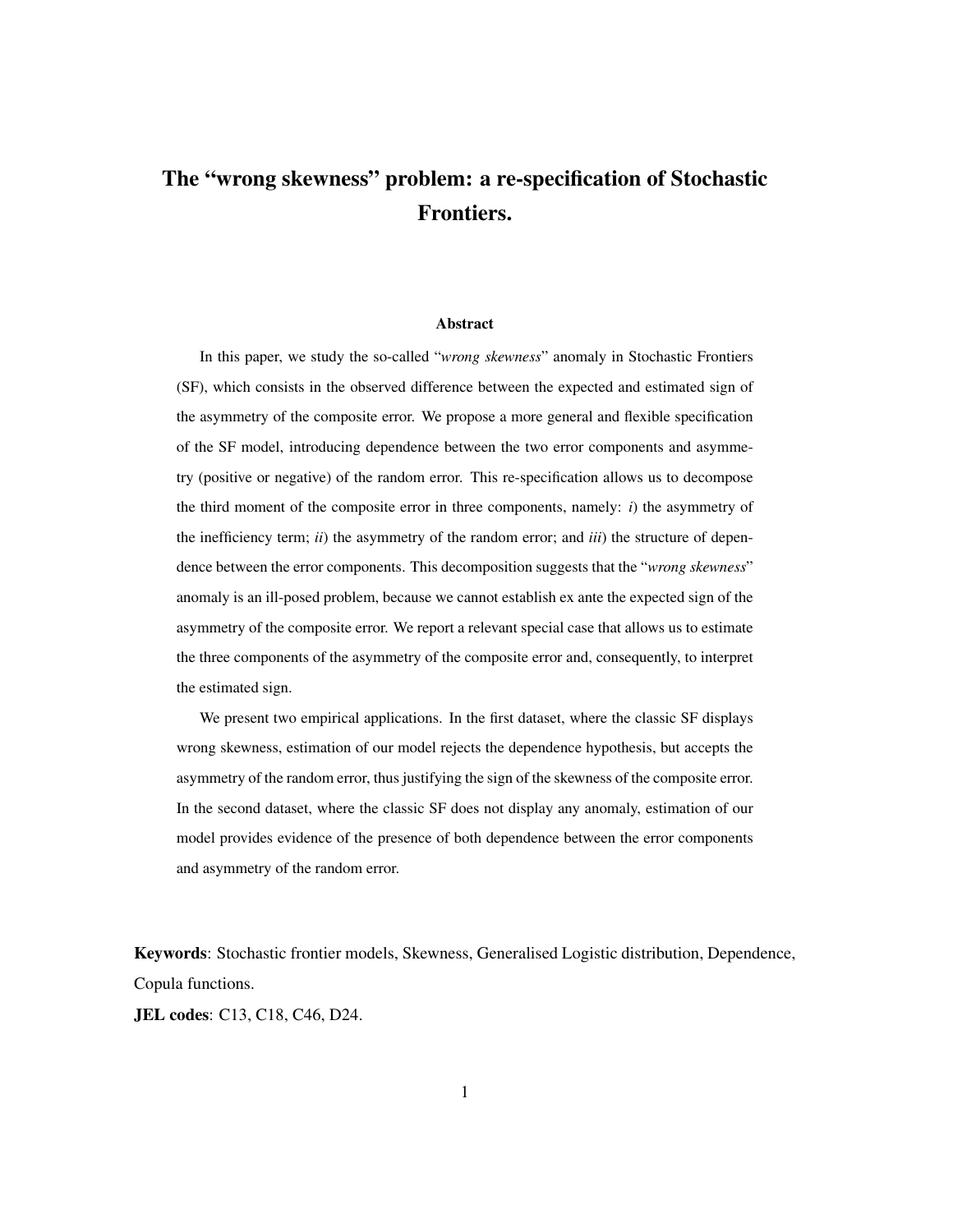# The "wrong skewness" problem: a re-specification of Stochastic Frontiers.

### Abstract

In this paper, we study the so-called "*wrong skewness*" anomaly in Stochastic Frontiers (SF), which consists in the observed difference between the expected and estimated sign of the asymmetry of the composite error. We propose a more general and flexible specification of the SF model, introducing dependence between the two error components and asymmetry (positive or negative) of the random error. This re-specification allows us to decompose the third moment of the composite error in three components, namely: *i*) the asymmetry of the inefficiency term; *ii*) the asymmetry of the random error; and *iii*) the structure of dependence between the error components. This decomposition suggests that the "*wrong skewness*" anomaly is an ill-posed problem, because we cannot establish ex ante the expected sign of the asymmetry of the composite error. We report a relevant special case that allows us to estimate the three components of the asymmetry of the composite error and, consequently, to interpret the estimated sign.

We present two empirical applications. In the first dataset, where the classic SF displays wrong skewness, estimation of our model rejects the dependence hypothesis, but accepts the asymmetry of the random error, thus justifying the sign of the skewness of the composite error. In the second dataset, where the classic SF does not display any anomaly, estimation of our model provides evidence of the presence of both dependence between the error components and asymmetry of the random error.

**Keywords**: Stochastic frontier models, Skewness, Generalised Logistic distribution, Dependence, Copula functions.

**JEL codes**: C13, C18, C46, D24.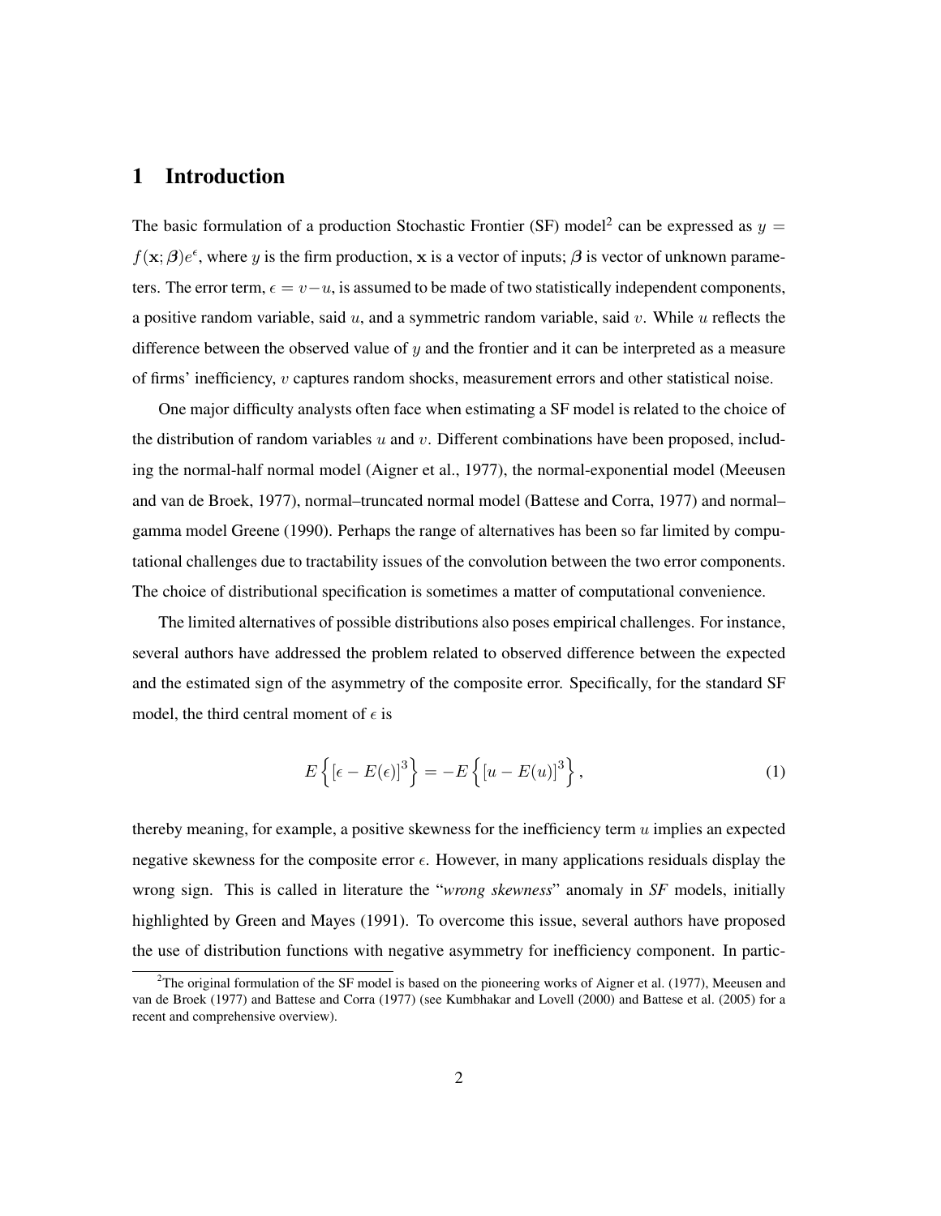# 1 Introduction

The basic formulation of a production Stochastic Frontier (SF) model[2] can be expressed as $y = f(\mathbf{x}; \boldsymbol{\beta})e^{\epsilon}$, where $y$ is the firm production, $\mathbf{x}$ is a vector of inputs; $\boldsymbol{\beta}$ is vector of unknown parameters. The error term, $\epsilon = v - u$, is assumed to be made of two statistically independent components, a positive random variable, said $u$, and a symmetric random variable, said $v$. While $u$ reflects the difference between the observed value of $y$ and the frontier and it can be interpreted as a measure of firms' inefficiency, $v$ captures random shocks, measurement errors and other statistical noise.

One major difficulty analysts often face when estimating a SF model is related to the choice of the distribution of random variables $u$ and $v$. Different combinations have been proposed, including the normal-half normal model (Aigner et al., 1977), the normal-exponential model (Meeusen and van de Broek, 1977), normal–truncated normal model (Battese and Corra, 1977) and normal–gamma model Greene (1990). Perhaps the range of alternatives has been so far limited by computational challenges due to tractability issues of the convolution between the two error components. The choice of distributional specification is sometimes a matter of computational convenience.

The limited alternatives of possible distributions also poses empirical challenges. For instance, several authors have addressed the problem related to observed difference between the expected and the estimated sign of the asymmetry of the composite error. Specifically, for the standard SF model, the third central moment of $\epsilon$ is

$$E\left\{[\epsilon - E(\epsilon)]^3\right\} = -E\left\{[u - E(u)]^3\right\}, \tag{1}$$

thereby meaning, for example, a positive skewness for the inefficiency term $u$ implies an expected negative skewness for the composite error $\epsilon$. However, in many applications residuals display the wrong sign. This is called in literature the "*wrong skewness*" anomaly in *SF* models, initially highlighted by Green and Mayes (1991). To overcome this issue, several authors have proposed the use of distribution functions with negative asymmetry for inefficiency component. In partic-

[2]The original formulation of the SF model is based on the pioneering works of Aigner et al. (1977), Meeusen and van de Broek (1977) and Battese and Corra (1977) (see Kumbhakar and Lovell (2000) and Battese et al. (2005) for a recent and comprehensive overview).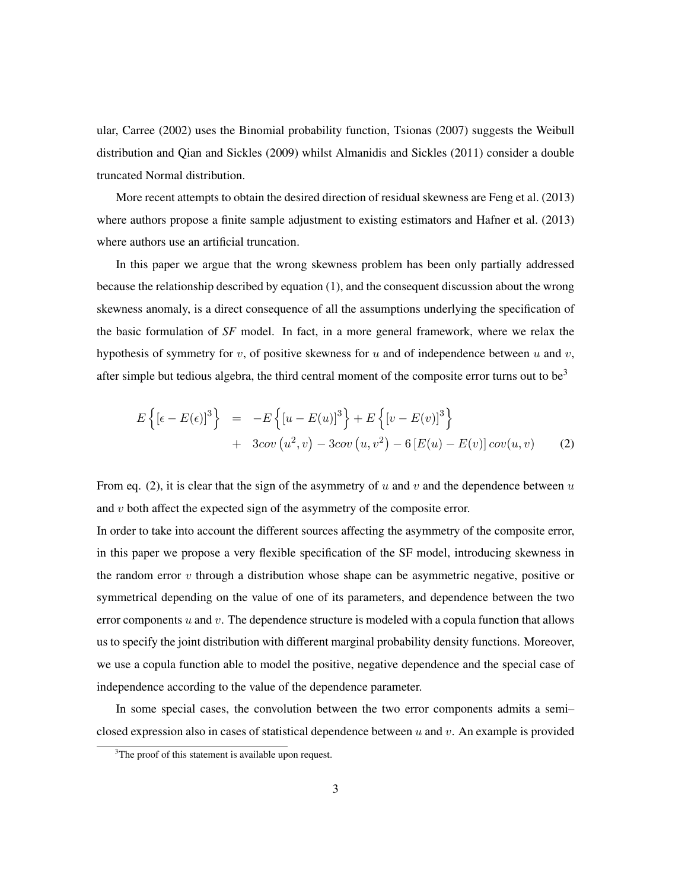ular, Carree (2002) uses the Binomial probability function, Tsionas (2007) suggests the Weibull distribution and Qian and Sickles (2009) whilst Almanidis and Sickles (2011) consider a double truncated Normal distribution.

More recent attempts to obtain the desired direction of residual skewness are Feng et al. (2013) where authors propose a finite sample adjustment to existing estimators and Hafner et al. (2013) where authors use an artificial truncation.

In this paper we argue that the wrong skewness problem has been only partially addressed because the relationship described by equation (1), and the consequent discussion about the wrong skewness anomaly, is a direct consequence of all the assumptions underlying the specification of the basic formulation of *SF* model. In fact, in a more general framework, where we relax the hypothesis of symmetry for $v$, of positive skewness for $u$ and of independence between $u$ and $v$, after simple but tedious algebra, the third central moment of the composite error turns out to be[3]

$$
\begin{aligned}
E\left\{[\epsilon - E(\epsilon)]^3\right\} &= -E\left\{[u - E(u)]^3\right\} + E\left\{[v - E(v)]^3\right\} \\
&+ 3cov\left(u^2, v\right) - 3cov\left(u, v^2\right) - 6\left[E(u) - E(v)\right] cov(u, v) \qquad (2)
\end{aligned}
$$

From eq. (2), it is clear that the sign of the asymmetry of $u$ and $v$ and the dependence between $u$ and $v$ both affect the expected sign of the asymmetry of the composite error.

In order to take into account the different sources affecting the asymmetry of the composite error, in this paper we propose a very flexible specification of the SF model, introducing skewness in the random error $v$ through a distribution whose shape can be asymmetric negative, positive or symmetrical depending on the value of one of its parameters, and dependence between the two error components $u$ and $v$. The dependence structure is modeled with a copula function that allows us to specify the joint distribution with different marginal probability density functions. Moreover, we use a copula function able to model the positive, negative dependence and the special case of independence according to the value of the dependence parameter.

In some special cases, the convolution between the two error components admits a semi–closed expression also in cases of statistical dependence between $u$ and $v$. An example is provided

[3]The proof of this statement is available upon request.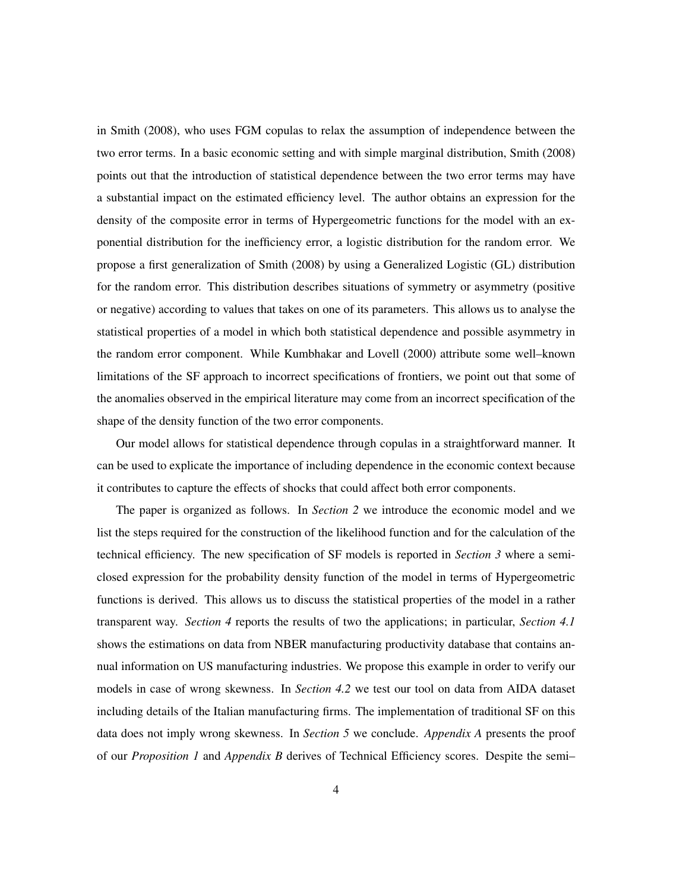in Smith (2008), who uses FGM copulas to relax the assumption of independence between the two error terms. In a basic economic setting and with simple marginal distribution, Smith (2008) points out that the introduction of statistical dependence between the two error terms may have a substantial impact on the estimated efficiency level. The author obtains an expression for the density of the composite error in terms of Hypergeometric functions for the model with an exponential distribution for the inefficiency error, a logistic distribution for the random error. We propose a first generalization of Smith (2008) by using a Generalized Logistic (GL) distribution for the random error. This distribution describes situations of symmetry or asymmetry (positive or negative) according to values that takes on one of its parameters. This allows us to analyse the statistical properties of a model in which both statistical dependence and possible asymmetry in the random error component. While Kumbhakar and Lovell (2000) attribute some well–known limitations of the SF approach to incorrect specifications of frontiers, we point out that some of the anomalies observed in the empirical literature may come from an incorrect specification of the shape of the density function of the two error components.

Our model allows for statistical dependence through copulas in a straightforward manner. It can be used to explicate the importance of including dependence in the economic context because it contributes to capture the effects of shocks that could affect both error components.

The paper is organized as follows. In *Section 2* we introduce the economic model and we list the steps required for the construction of the likelihood function and for the calculation of the technical efficiency. The new specification of SF models is reported in *Section 3* where a semi-closed expression for the probability density function of the model in terms of Hypergeometric functions is derived. This allows us to discuss the statistical properties of the model in a rather transparent way. *Section 4* reports the results of two the applications; in particular, *Section 4.1* shows the estimations on data from NBER manufacturing productivity database that contains annual information on US manufacturing industries. We propose this example in order to verify our models in case of wrong skewness. In *Section 4.2* we test our tool on data from AIDA dataset including details of the Italian manufacturing firms. The implementation of traditional SF on this data does not imply wrong skewness. In *Section 5* we conclude. *Appendix A* presents the proof of our *Proposition 1* and *Appendix B* derives of Technical Efficiency scores. Despite the semi–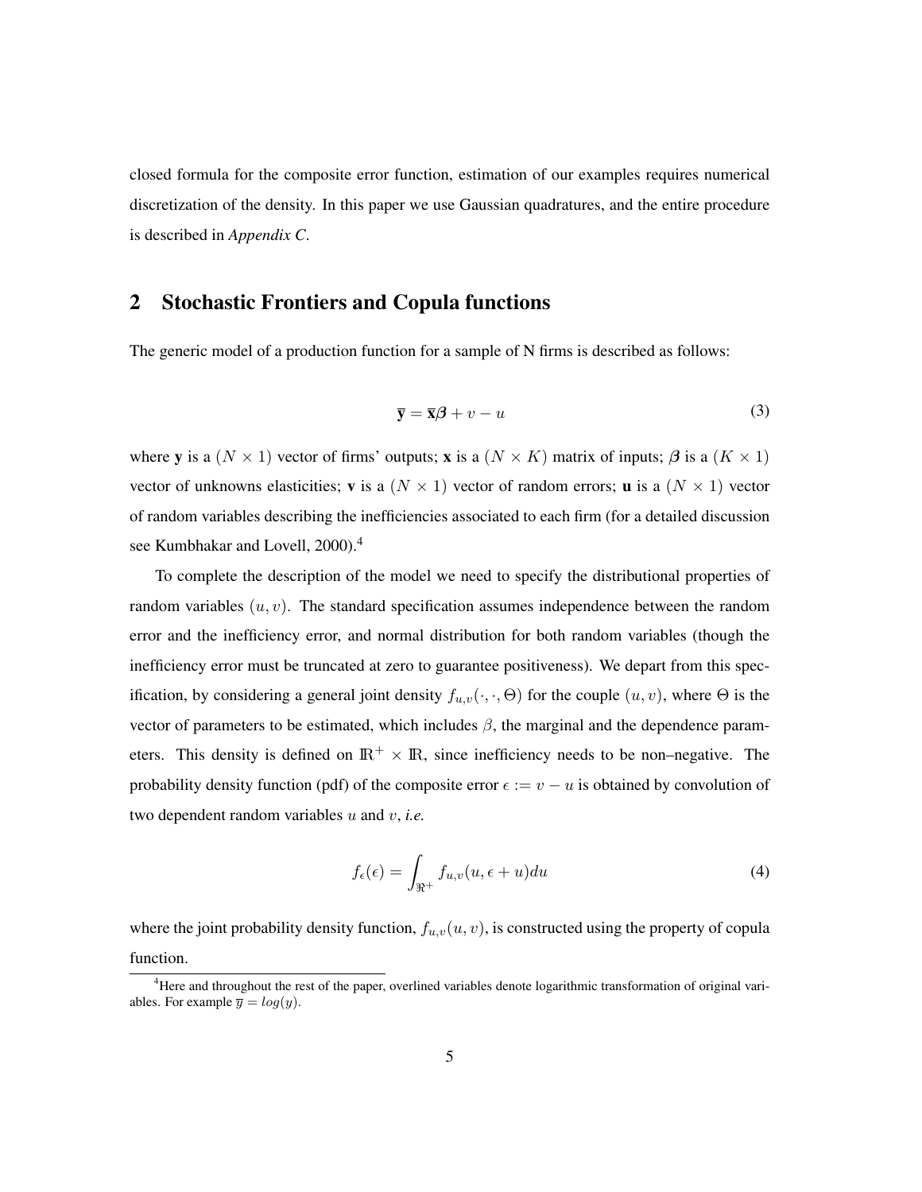closed formula for the composite error function, estimation of our examples requires numerical discretization of the density. In this paper we use Gaussian quadratures, and the entire procedure is described in *Appendix C*.

## 2 Stochastic Frontiers and Copula functions

The generic model of a production function for a sample of N firms is described as follows:

$$\overline{\mathbf{y}} = \overline{\mathbf{x}}\boldsymbol{\beta} + v - u \tag{3}$$

where $\mathbf{y}$ is a $(N \times 1)$ vector of firms' outputs; $\mathbf{x}$ is a $(N \times K)$ matrix of inputs; $\boldsymbol{\beta}$ is a $(K \times 1)$ vector of unknowns elasticities; $\mathbf{v}$ is a $(N \times 1)$ vector of random errors; $\mathbf{u}$ is a $(N \times 1)$ vector of random variables describing the inefficiencies associated to each firm (for a detailed discussion see Kumbhakar and Lovell, 2000).[4]

To complete the description of the model we need to specify the distributional properties of random variables $(u, v)$. The standard specification assumes independence between the random error and the inefficiency error, and normal distribution for both random variables (though the inefficiency error must be truncated at zero to guarantee positiveness). We depart from this specification, by considering a general joint density $f_{u,v}(\cdot, \cdot, \Theta)$ for the couple $(u, v)$, where $\Theta$ is the vector of parameters to be estimated, which includes $\beta$, the marginal and the dependence parameters. This density is defined on $\mathbb{R}^+ \times \mathbb{R}$, since inefficiency needs to be non–negative. The probability density function (pdf) of the composite error $\epsilon := v - u$ is obtained by convolution of two dependent random variables $u$ and $v$, *i.e.*

$$f_\epsilon(\epsilon) = \int_{\Re^+} f_{u,v}(u, \epsilon + u) du \tag{4}$$

where the joint probability density function, $f_{u,v}(u, v)$, is constructed using the property of copula function.

[4] Here and throughout the rest of the paper, overlined variables denote logarithmic transformation of original variables. For example $\overline{y} = log(y)$.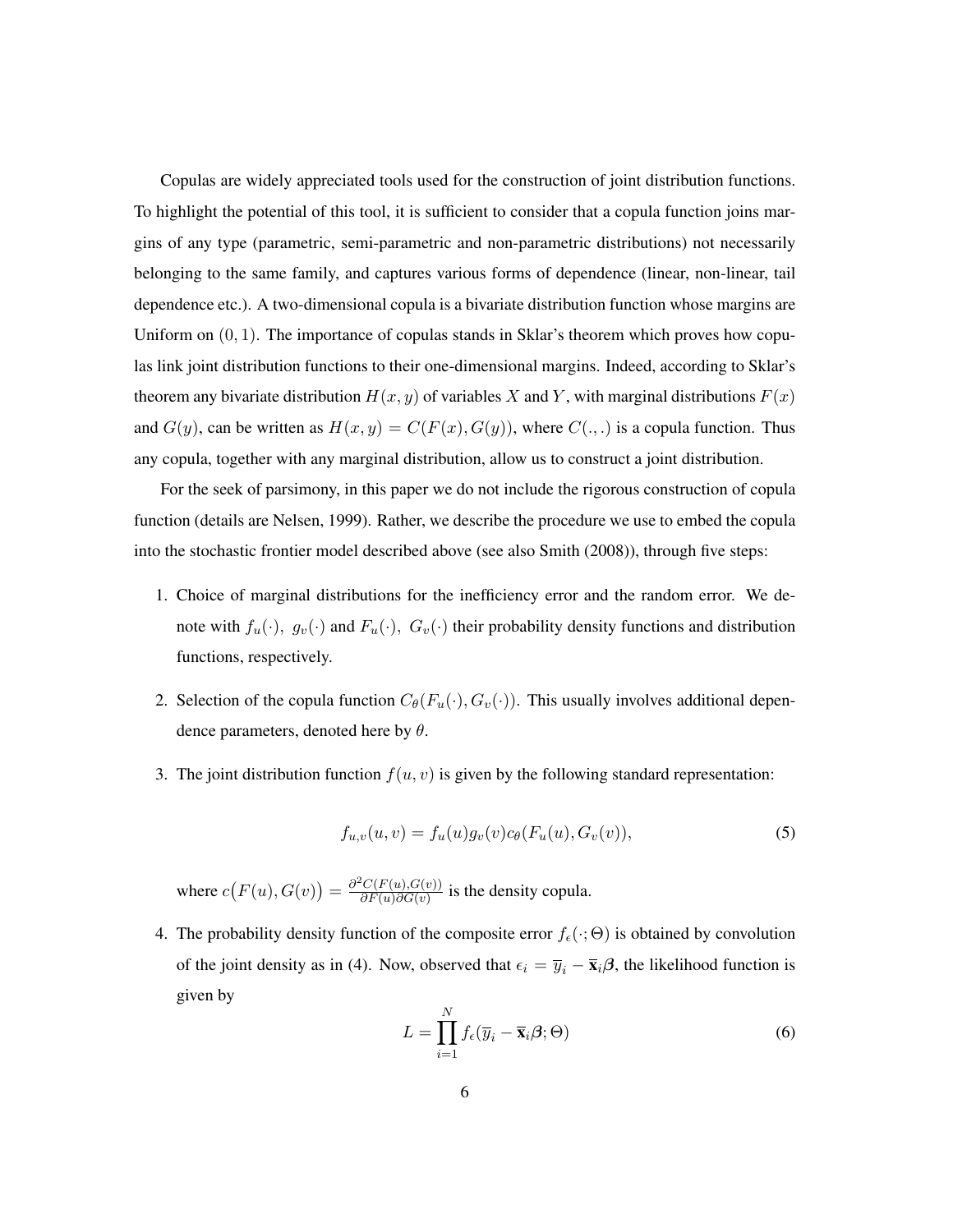Copulas are widely appreciated tools used for the construction of joint distribution functions. To highlight the potential of this tool, it is sufficient to consider that a copula function joins margins of any type (parametric, semi-parametric and non-parametric distributions) not necessarily belonging to the same family, and captures various forms of dependence (linear, non-linear, tail dependence etc.). A two-dimensional copula is a bivariate distribution function whose margins are Uniform on $(0, 1)$. The importance of copulas stands in Sklar's theorem which proves how copulas link joint distribution functions to their one-dimensional margins. Indeed, according to Sklar's theorem any bivariate distribution $H(x, y)$ of variables $X$ and $Y$, with marginal distributions $F(x)$ and $G(y)$, can be written as $H(x, y) = C(F(x), G(y))$, where $C(.,.)$ is a copula function. Thus any copula, together with any marginal distribution, allow us to construct a joint distribution.

For the seek of parsimony, in this paper we do not include the rigorous construction of copula function (details are Nelsen, 1999). Rather, we describe the procedure we use to embed the copula into the stochastic frontier model described above (see also Smith (2008)), through five steps:

1. Choice of marginal distributions for the inefficiency error and the random error. We denote with $f_u(\cdot),\ g_v(\cdot)$ and $F_u(\cdot),\ G_v(\cdot)$ their probability density functions and distribution functions, respectively.

2. Selection of the copula function $C_\theta(F_u(\cdot), G_v(\cdot))$. This usually involves additional dependence parameters, denoted here by $\theta$.

3. The joint distribution function $f(u, v)$ is given by the following standard representation:

$$f_{u,v}(u, v) = f_u(u) g_v(v) c_\theta(F_u(u), G_v(v)), \tag{5}$$

   where $c\big(F(u), G(v)\big) = \frac{\partial^2 C(F(u),G(v))}{\partial F(u) \partial G(v)}$ is the density copula.

4. The probability density function of the composite error $f_\epsilon(\cdot; \Theta)$ is obtained by convolution of the joint density as in (4). Now, observed that $\epsilon_i = \overline{y}_i - \overline{\mathbf{x}}_i \boldsymbol{\beta}$, the likelihood function is given by

$$L = \prod_{i=1}^{N} f_\epsilon(\overline{y}_i - \overline{\mathbf{x}}_i \boldsymbol{\beta}; \Theta) \tag{6}$$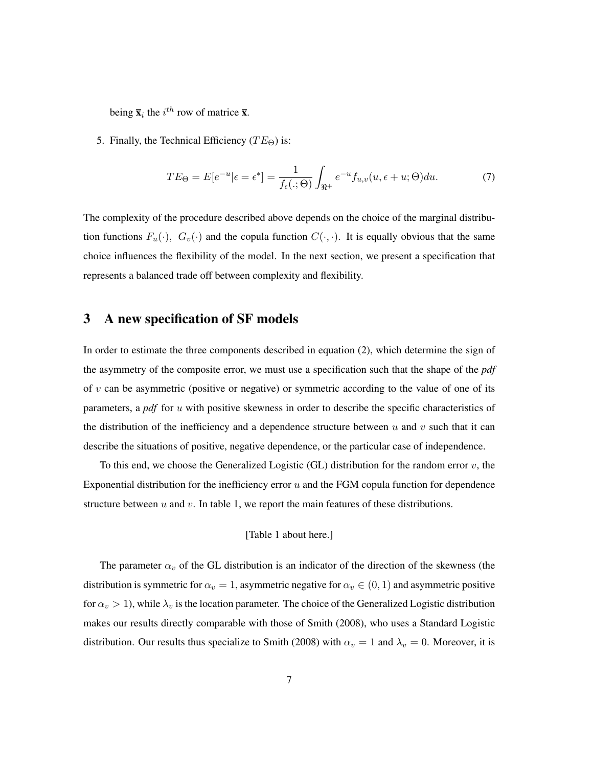being $\bar{\mathbf{x}}_i$ the $i^{th}$ row of matrice $\bar{\mathbf{x}}$.

5. Finally, the Technical Efficiency ($TE_\Theta$) is:

$$TE_\Theta = E[e^{-u}|\epsilon = \epsilon^*] = \frac{1}{f_\epsilon(.;\Theta)} \int_{\Re^+} e^{-u} f_{u,v}(u, \epsilon + u; \Theta) du. \tag{7}$$

The complexity of the procedure described above depends on the choice of the marginal distribution functions $F_u(\cdot),\ G_v(\cdot)$ and the copula function $C(\cdot,\cdot)$. It is equally obvious that the same choice influences the flexibility of the model. In the next section, we present a specification that represents a balanced trade off between complexity and flexibility.

# 3 A new specification of SF models

In order to estimate the three components described in equation (2), which determine the sign of the asymmetry of the composite error, we must use a specification such that the shape of the *pdf* of $v$ can be asymmetric (positive or negative) or symmetric according to the value of one of its parameters, a *pdf* for $u$ with positive skewness in order to describe the specific characteristics of the distribution of the inefficiency and a dependence structure between $u$ and $v$ such that it can describe the situations of positive, negative dependence, or the particular case of independence.

To this end, we choose the Generalized Logistic (GL) distribution for the random error $v$, the Exponential distribution for the inefficiency error $u$ and the FGM copula function for dependence structure between $u$ and $v$. In table 1, we report the main features of these distributions.

[Table 1 about here.]

The parameter $\alpha_v$ of the GL distribution is an indicator of the direction of the skewness (the distribution is symmetric for $\alpha_v = 1$, asymmetric negative for $\alpha_v \in (0, 1)$ and asymmetric positive for $\alpha_v > 1$), while $\lambda_v$ is the location parameter. The choice of the Generalized Logistic distribution makes our results directly comparable with those of Smith (2008), who uses a Standard Logistic distribution. Our results thus specialize to Smith (2008) with $\alpha_v = 1$ and $\lambda_v = 0$. Moreover, it is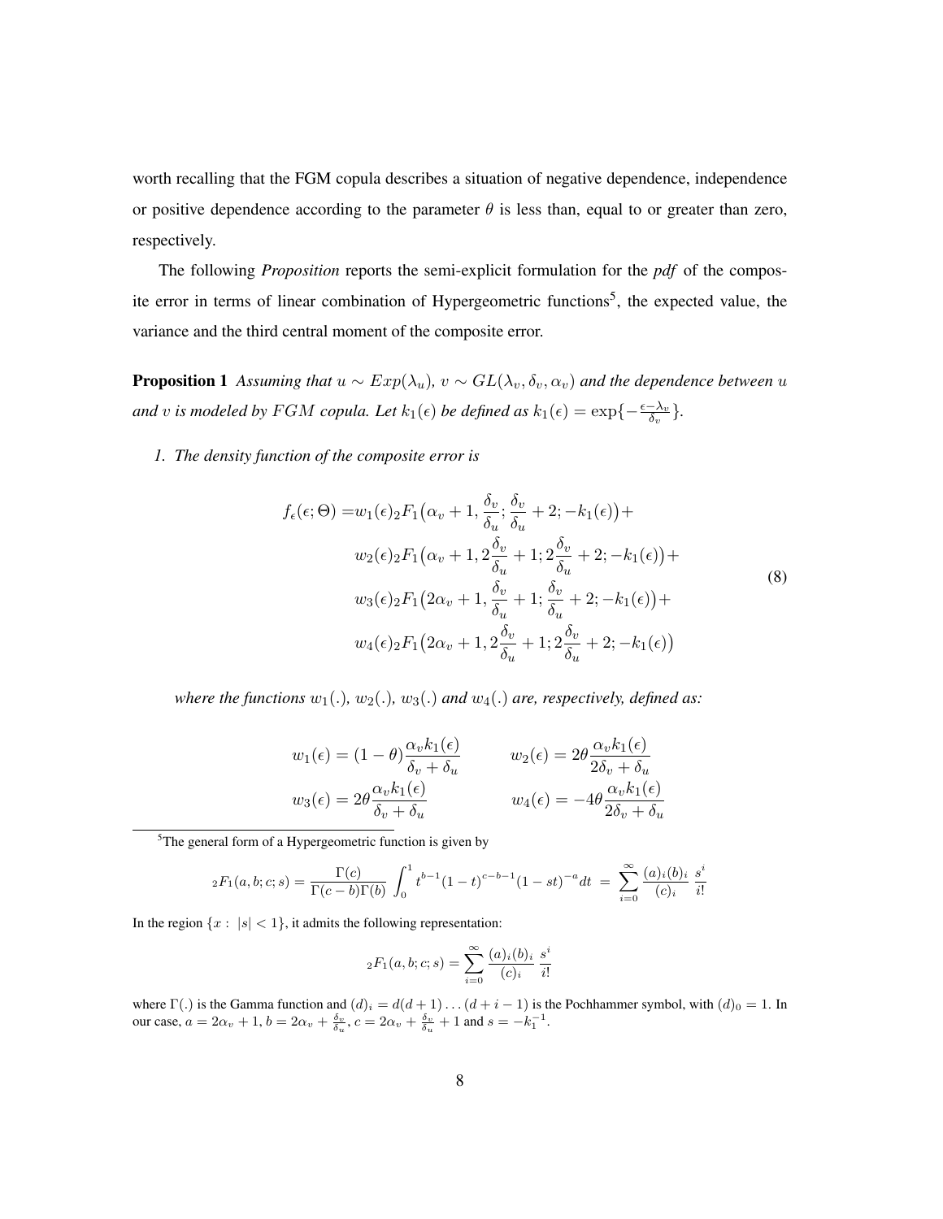worth recalling that the FGM copula describes a situation of negative dependence, independence or positive dependence according to the parameter $\theta$ is less than, equal to or greater than zero, respectively.

The following *Proposition* reports the semi-explicit formulation for the *pdf* of the composite error in terms of linear combination of Hypergeometric functions[5], the expected value, the variance and the third central moment of the composite error.

**Proposition 1** *Assuming that $u \sim Exp(\lambda_u)$, $v \sim GL(\lambda_v, \delta_v, \alpha_v)$ and the dependence between $u$ and $v$ is modeled by $FGM$ copula. Let $k_1(\epsilon)$ be defined as $k_1(\epsilon) = \exp\{-\frac{\epsilon - \lambda_v}{\delta_v}\}$.*

*1. The density function of the composite error is*

$$
\begin{aligned}
f_\epsilon(\epsilon; \Theta) = & w_1(\epsilon) {}_2F_1\big(\alpha_v + 1, \frac{\delta_v}{\delta_u}; \frac{\delta_v}{\delta_u} + 2; -k_1(\epsilon)\big) + \\
& w_2(\epsilon) {}_2F_1\big(\alpha_v + 1, 2\frac{\delta_v}{\delta_u} + 1; 2\frac{\delta_v}{\delta_u} + 2; -k_1(\epsilon)\big) + \\
& w_3(\epsilon) {}_2F_1\big(2\alpha_v + 1, \frac{\delta_v}{\delta_u} + 1; \frac{\delta_v}{\delta_u} + 2; -k_1(\epsilon)\big) + \\
& w_4(\epsilon) {}_2F_1\big(2\alpha_v + 1, 2\frac{\delta_v}{\delta_u} + 1; 2\frac{\delta_v}{\delta_u} + 2; -k_1(\epsilon)\big)
\end{aligned}
\tag{8}
$$

*where the functions $w_1(.)$, $w_2(.)$, $w_3(.)$ and $w_4(.)$ are, respectively, defined as:*

$$
\begin{aligned}
w_1(\epsilon) &= (1 - \theta)\frac{\alpha_v k_1(\epsilon)}{\delta_v + \delta_u} & \qquad w_2(\epsilon) &= 2\theta \frac{\alpha_v k_1(\epsilon)}{2\delta_v + \delta_u} \\
w_3(\epsilon) &= 2\theta \frac{\alpha_v k_1(\epsilon)}{\delta_v + \delta_u} & \qquad w_4(\epsilon) &= -4\theta \frac{\alpha_v k_1(\epsilon)}{2\delta_v + \delta_u}
\end{aligned}
$$

---

[5] The general form of a Hypergeometric function is given by

$$
{}_2F_1(a, b; c; s) = \frac{\Gamma(c)}{\Gamma(c-b)\Gamma(b)} \int_0^1 t^{b-1}(1-t)^{c-b-1}(1-st)^{-a} dt \; = \; \sum_{i=0}^{\infty} \frac{(a)_i (b)_i}{(c)_i} \; \frac{s^i}{i!}
$$

In the region $\{x : \; |s| < 1\}$, it admits the following representation:

$$
{}_2F_1(a, b; c; s) = \sum_{i=0}^{\infty} \frac{(a)_i (b)_i}{(c)_i} \; \frac{s^i}{i!}
$$

where $\Gamma(.)$ is the Gamma function and $(d)_i = d(d+1)\dots(d+i-1)$ is the Pochhammer symbol, with $(d)_0 = 1$. In our case, $a = 2\alpha_v + 1$, $b = 2\alpha_v + \frac{\delta_v}{\delta_u}$, $c = 2\alpha_v + \frac{\delta_v}{\delta_u} + 1$ and $s = -k_1^{-1}$.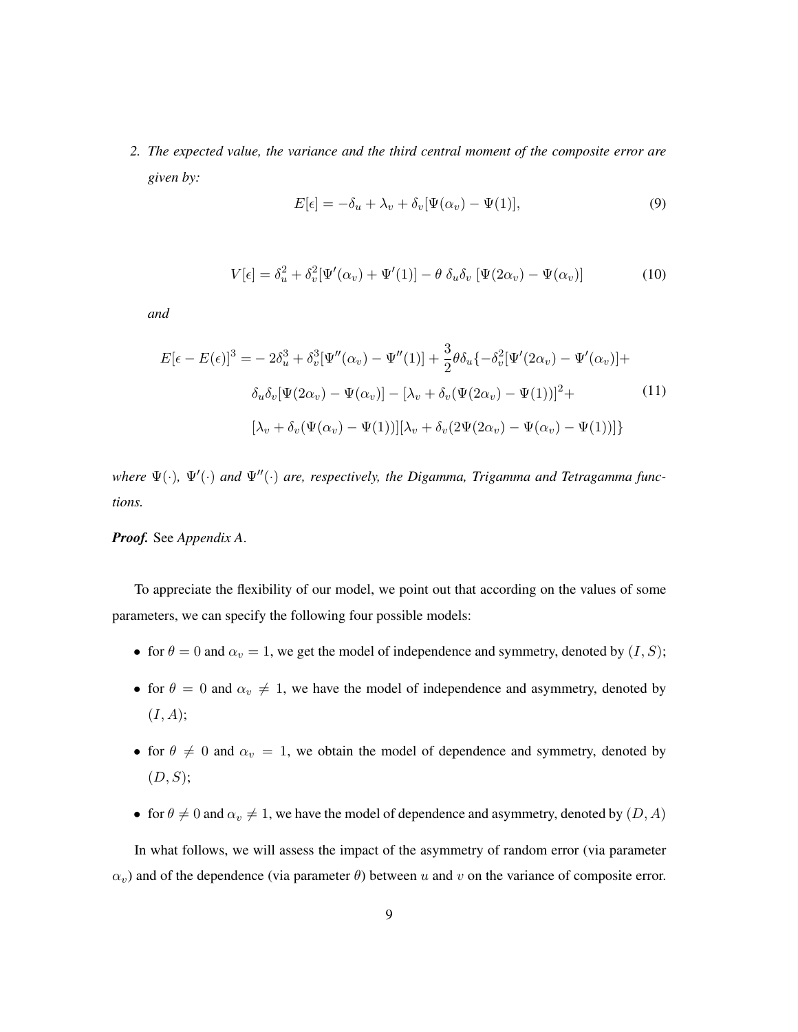2. *The expected value, the variance and the third central moment of the composite error are given by:*

$$E[\epsilon] = -\delta_u + \lambda_v + \delta_v[\Psi(\alpha_v) - \Psi(1)], \tag{9}$$

$$V[\epsilon] = \delta_u^2 + \delta_v^2[\Psi'(\alpha_v) + \Psi'(1)] - \theta\ \delta_u\delta_v\ [\Psi(2\alpha_v) - \Psi(\alpha_v)] \tag{10}$$

*and*

$$\begin{aligned} E[\epsilon - E(\epsilon)]^3 = & -2\delta_u^3 + \delta_v^3[\Psi''(\alpha_v) - \Psi''(1)] + \frac{3}{2}\theta\delta_u\{-\delta_v^2[\Psi'(2\alpha_v) - \Psi'(\alpha_v)] + \\ & \delta_u\delta_v[\Psi(2\alpha_v) - \Psi(\alpha_v)] - [\lambda_v + \delta_v(\Psi(2\alpha_v) - \Psi(1))]^2 + \\ & [\lambda_v + \delta_v(\Psi(\alpha_v) - \Psi(1))][\lambda_v + \delta_v(2\Psi(2\alpha_v) - \Psi(\alpha_v) - \Psi(1))]\} \end{aligned} \tag{11}$$

*where $\Psi(\cdot)$, $\Psi'(\cdot)$ and $\Psi''(\cdot)$ are, respectively, the Digamma, Trigamma and Tetragamma functions.*

***Proof.*** See *Appendix A*.

To appreciate the flexibility of our model, we point out that according on the values of some parameters, we can specify the following four possible models:

- for $\theta = 0$ and $\alpha_v = 1$, we get the model of independence and symmetry, denoted by $(I, S)$;
- for $\theta = 0$ and $\alpha_v \neq 1$, we have the model of independence and asymmetry, denoted by $(I, A)$;
- for $\theta \neq 0$ and $\alpha_v = 1$, we obtain the model of dependence and symmetry, denoted by $(D, S)$;
- for $\theta \neq 0$ and $\alpha_v \neq 1$, we have the model of dependence and asymmetry, denoted by $(D, A)$

In what follows, we will assess the impact of the asymmetry of random error (via parameter $\alpha_v$) and of the dependence (via parameter $\theta$) between $u$ and $v$ on the variance of composite error.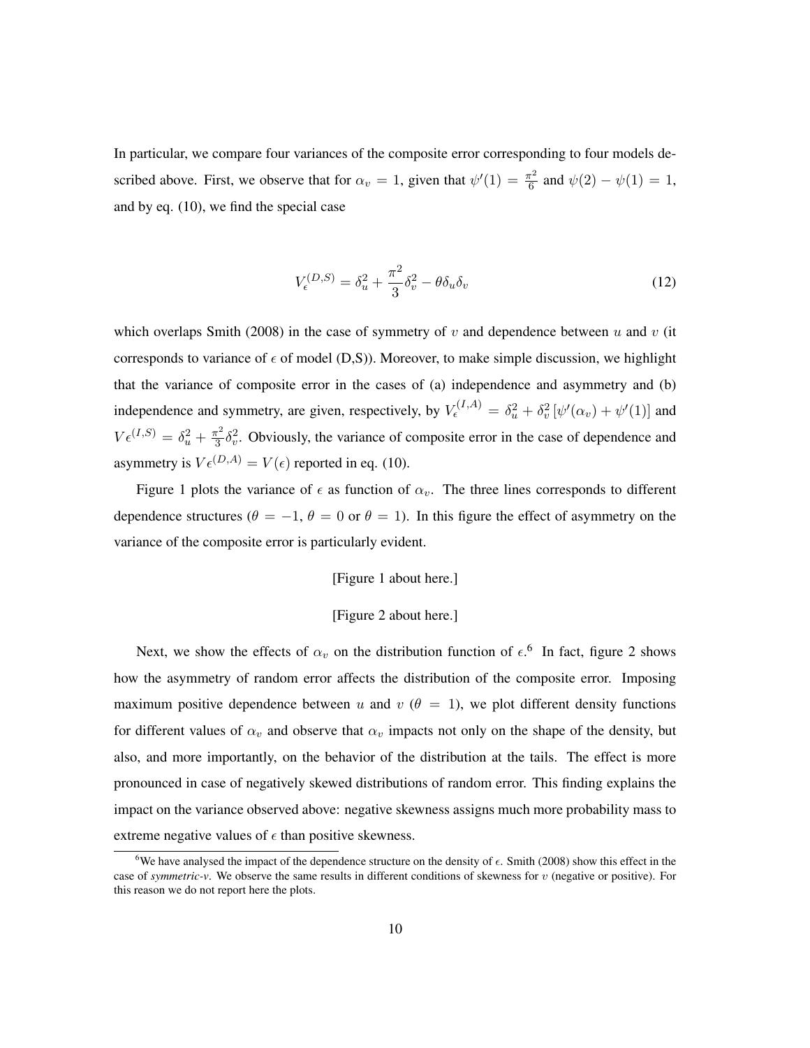In particular, we compare four variances of the composite error corresponding to four models described above. First, we observe that for $\alpha_v = 1$, given that $\psi'(1) = \frac{\pi^2}{6}$ and $\psi(2) - \psi(1) = 1$, and by eq. (10), we find the special case

$$V_\epsilon^{(D,S)} = \delta_u^2 + \frac{\pi^2}{3}\delta_v^2 - \theta\delta_u\delta_v \tag{12}$$

which overlaps Smith (2008) in the case of symmetry of $v$ and dependence between $u$ and $v$ (it corresponds to variance of $\epsilon$ of model (D,S)). Moreover, to make simple discussion, we highlight that the variance of composite error in the cases of (a) independence and asymmetry and (b) independence and symmetry, are given, respectively, by $V_\epsilon^{(I,A)} = \delta_u^2 + \delta_v^2\left[\psi'(\alpha_v) + \psi'(1)\right]$ and $V\epsilon^{(I,S)} = \delta_u^2 + \frac{\pi^2}{3}\delta_v^2$. Obviously, the variance of composite error in the case of dependence and asymmetry is $V\epsilon^{(D,A)} = V(\epsilon)$ reported in eq. (10).

Figure 1 plots the variance of $\epsilon$ as function of $\alpha_v$. The three lines corresponds to different dependence structures ($\theta = -1$, $\theta = 0$ or $\theta = 1$). In this figure the effect of asymmetry on the variance of the composite error is particularly evident.

[Figure 1 about here.]

[Figure 2 about here.]

Next, we show the effects of $\alpha_v$ on the distribution function of $\epsilon$.[6] In fact, figure 2 shows how the asymmetry of random error affects the distribution of the composite error. Imposing maximum positive dependence between $u$ and $v$ ($\theta = 1$), we plot different density functions for different values of $\alpha_v$ and observe that $\alpha_v$ impacts not only on the shape of the density, but also, and more importantly, on the behavior of the distribution at the tails. The effect is more pronounced in case of negatively skewed distributions of random error. This finding explains the impact on the variance observed above: negative skewness assigns much more probability mass to extreme negative values of $\epsilon$ than positive skewness.

[6] We have analysed the impact of the dependence structure on the density of $\epsilon$. Smith (2008) show this effect in the case of *symmetric-v*. We observe the same results in different conditions of skewness for $v$ (negative or positive). For this reason we do not report here the plots.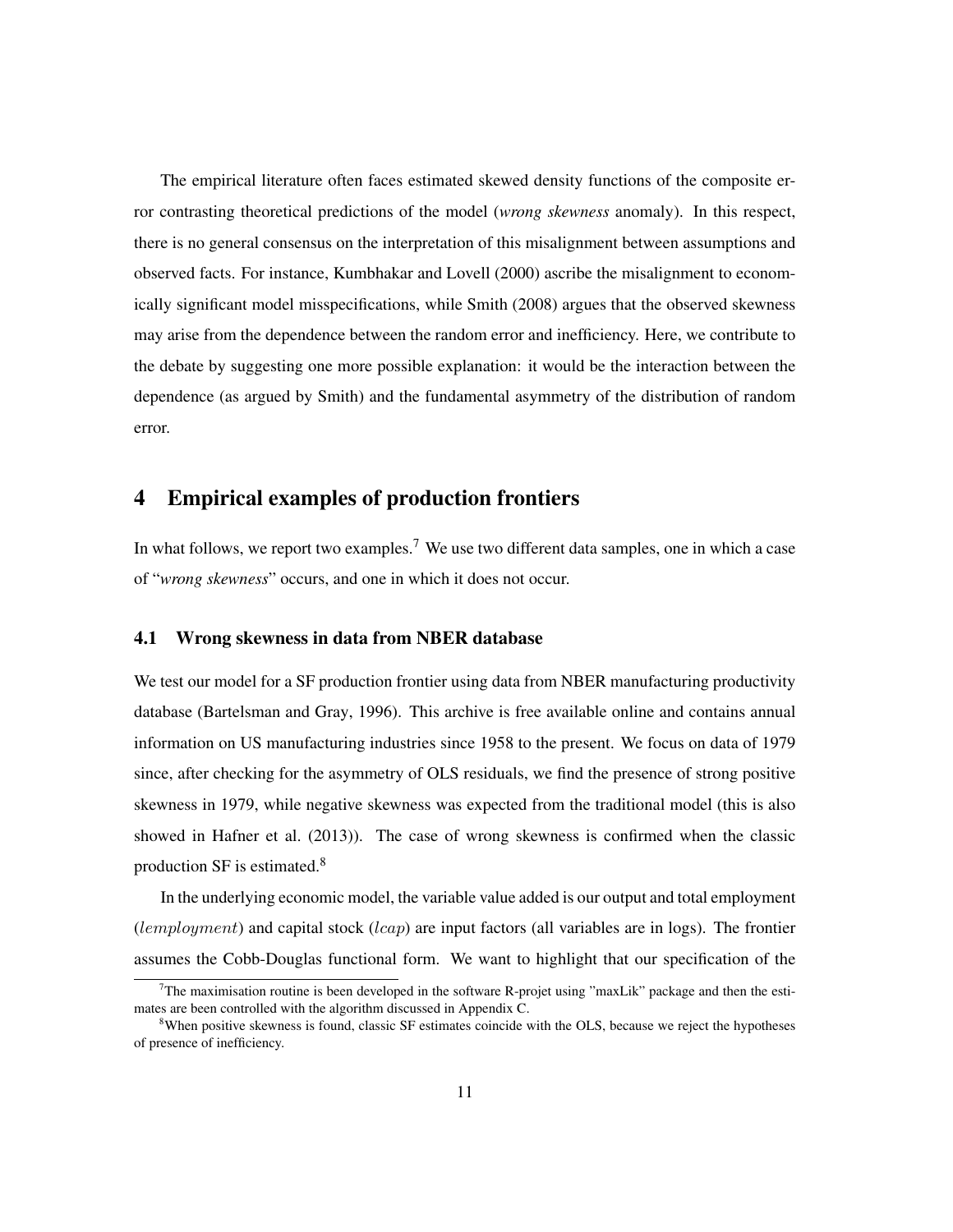The empirical literature often faces estimated skewed density functions of the composite error contrasting theoretical predictions of the model (*wrong skewness* anomaly). In this respect, there is no general consensus on the interpretation of this misalignment between assumptions and observed facts. For instance, Kumbhakar and Lovell (2000) ascribe the misalignment to economically significant model misspecifications, while Smith (2008) argues that the observed skewness may arise from the dependence between the random error and inefficiency. Here, we contribute to the debate by suggesting one more possible explanation: it would be the interaction between the dependence (as argued by Smith) and the fundamental asymmetry of the distribution of random error.

## 4 Empirical examples of production frontiers

In what follows, we report two examples.[7] We use two different data samples, one in which a case of "*wrong skewness*" occurs, and one in which it does not occur.

### 4.1 Wrong skewness in data from NBER database

We test our model for a SF production frontier using data from NBER manufacturing productivity database (Bartelsman and Gray, 1996). This archive is free available online and contains annual information on US manufacturing industries since 1958 to the present. We focus on data of 1979 since, after checking for the asymmetry of OLS residuals, we find the presence of strong positive skewness in 1979, while negative skewness was expected from the traditional model (this is also showed in Hafner et al. (2013)). The case of wrong skewness is confirmed when the classic production SF is estimated.[8]

In the underlying economic model, the variable value added is our output and total employment ($lemployment$) and capital stock ($lcap$) are input factors (all variables are in logs). The frontier assumes the Cobb-Douglas functional form. We want to highlight that our specification of the

[7] The maximisation routine is been developed in the software R-projet using "maxLik" package and then the estimates are been controlled with the algorithm discussed in Appendix C.

[8] When positive skewness is found, classic SF estimates coincide with the OLS, because we reject the hypotheses of presence of inefficiency.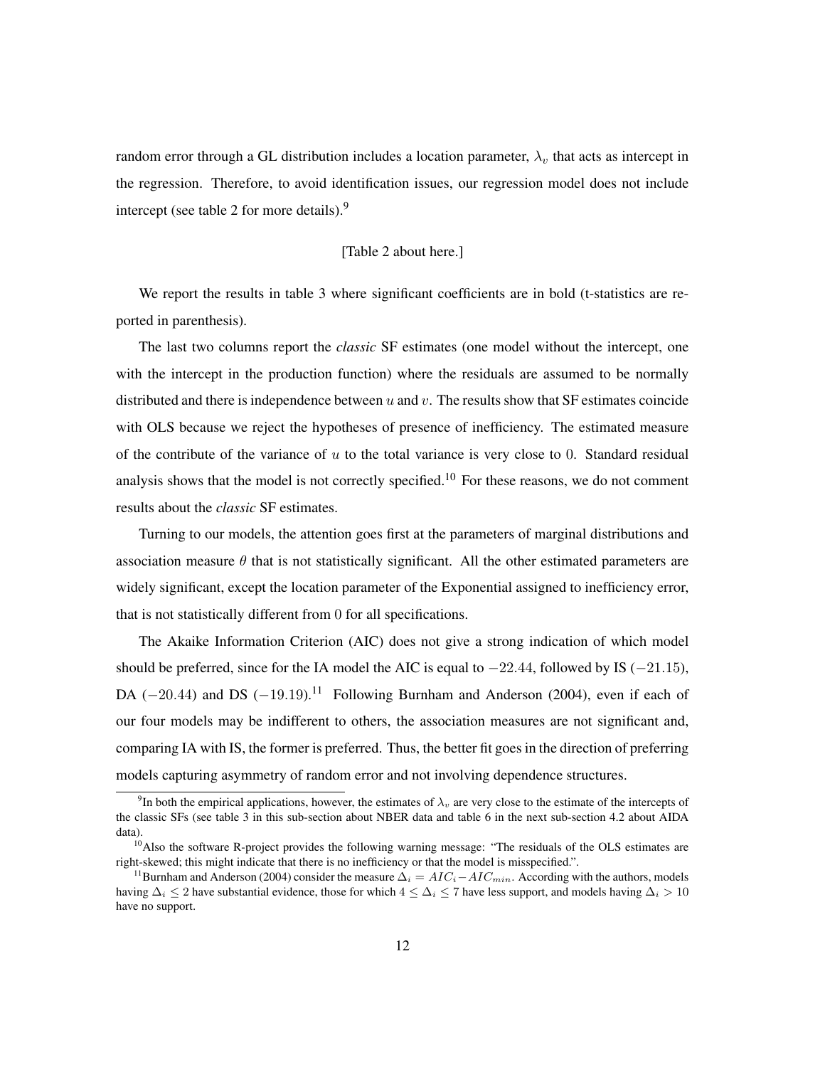random error through a GL distribution includes a location parameter, $\lambda_v$ that acts as intercept in the regression. Therefore, to avoid identification issues, our regression model does not include intercept (see table 2 for more details).[9]

[Table 2 about here.]

We report the results in table 3 where significant coefficients are in bold (t-statistics are reported in parenthesis).

The last two columns report the *classic* SF estimates (one model without the intercept, one with the intercept in the production function) where the residuals are assumed to be normally distributed and there is independence between $u$ and $v$. The results show that SF estimates coincide with OLS because we reject the hypotheses of presence of inefficiency. The estimated measure of the contribute of the variance of $u$ to the total variance is very close to $0$. Standard residual analysis shows that the model is not correctly specified.[10] For these reasons, we do not comment results about the *classic* SF estimates.

Turning to our models, the attention goes first at the parameters of marginal distributions and association measure $\theta$ that is not statistically significant. All the other estimated parameters are widely significant, except the location parameter of the Exponential assigned to inefficiency error, that is not statistically different from $0$ for all specifications.

The Akaike Information Criterion (AIC) does not give a strong indication of which model should be preferred, since for the IA model the AIC is equal to $-22.44$, followed by IS ($-21.15$), DA ($-20.44$) and DS ($-19.19$).[11] Following Burnham and Anderson (2004), even if each of our four models may be indifferent to others, the association measures are not significant and, comparing IA with IS, the former is preferred. Thus, the better fit goes in the direction of preferring models capturing asymmetry of random error and not involving dependence structures.

[9] In both the empirical applications, however, the estimates of $\lambda_v$ are very close to the estimate of the intercepts of the classic SFs (see table 3 in this sub-section about NBER data and table 6 in the next sub-section 4.2 about AIDA data).

[10] Also the software R-project provides the following warning message: "The residuals of the OLS estimates are right-skewed; this might indicate that there is no inefficiency or that the model is misspecified.".

[11] Burnham and Anderson (2004) consider the measure $\Delta_i = AIC_i - AIC_{min}$. According with the authors, models having $\Delta_i \leq 2$ have substantial evidence, those for which $4 \leq \Delta_i \leq 7$ have less support, and models having $\Delta_i > 10$ have no support.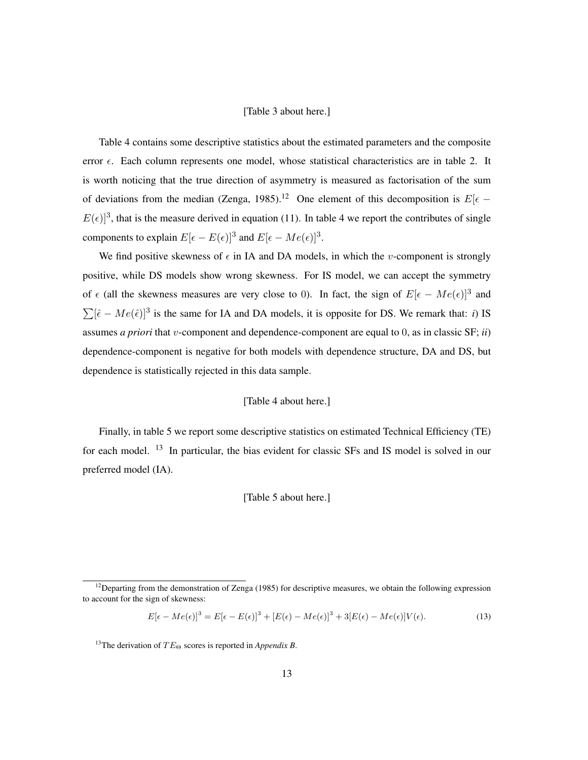[Table 3 about here.]

Table 4 contains some descriptive statistics about the estimated parameters and the composite error $\epsilon$. Each column represents one model, whose statistical characteristics are in table 2. It is worth noticing that the true direction of asymmetry is measured as factorisation of the sum of deviations from the median (Zenga, 1985).[12] One element of this decomposition is $E[\epsilon - E(\epsilon)]^3$, that is the measure derived in equation (11). In table 4 we report the contributes of single components to explain $E[\epsilon - E(\epsilon)]^3$ and $E[\epsilon - Me(\epsilon)]^3$.

We find positive skewness of $\epsilon$ in IA and DA models, in which the $v$-component is strongly positive, while DS models show wrong skewness. For IS model, we can accept the symmetry of $\epsilon$ (all the skewness measures are very close to 0). In fact, the sign of $E[\epsilon - Me(\epsilon)]^3$ and $\sum[\hat{\epsilon} - Me(\hat{\epsilon})]^3$ is the same for IA and DA models, it is opposite for DS. We remark that: *i*) IS assumes ***a priori*** that $v$-component and dependence-component are equal to 0, as in classic SF; ***ii***) dependence-component is negative for both models with dependence structure, DA and DS, but dependence is statistically rejected in this data sample.

[Table 4 about here.]

Finally, in table 5 we report some descriptive statistics on estimated Technical Efficiency (TE) for each model.[13] In particular, the bias evident for classic SFs and IS model is solved in our preferred model (IA).

[Table 5 about here.]

---

[12] Departing from the demonstration of Zenga (1985) for descriptive measures, we obtain the following expression to account for the sign of skewness:

$$E[\epsilon - Me(\epsilon)]^3 = E[\epsilon - E(\epsilon)]^3 + [E(\epsilon) - Me(\epsilon)]^3 + 3[E(\epsilon) - Me(\epsilon)]V(\epsilon). \tag{13}$$

[13] The derivation of $TE_{\Theta}$ scores is reported in *Appendix B*.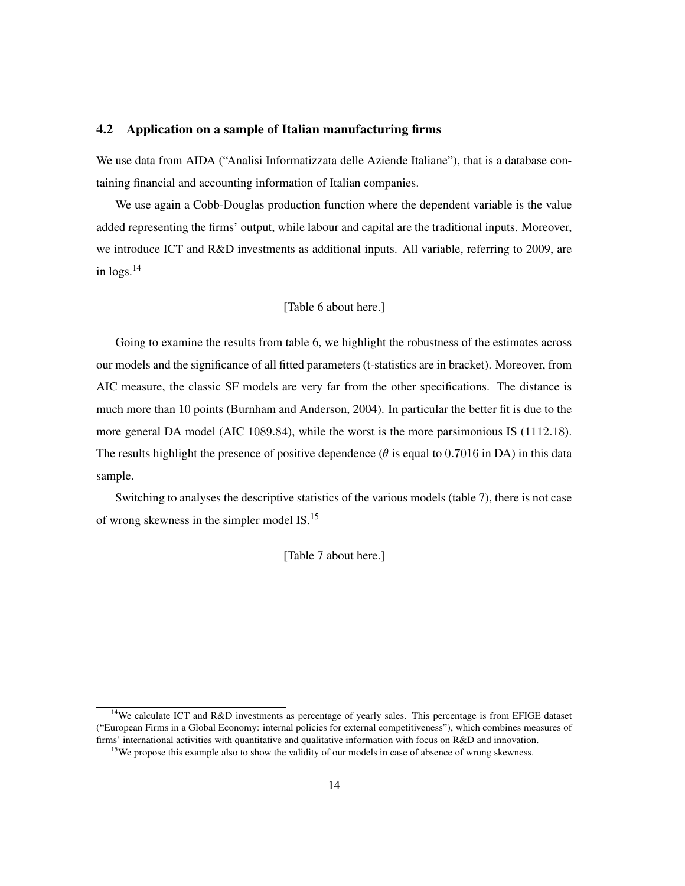### 4.2 Application on a sample of Italian manufacturing firms

We use data from AIDA ("Analisi Informatizzata delle Aziende Italiane"), that is a database containing financial and accounting information of Italian companies.

We use again a Cobb-Douglas production function where the dependent variable is the value added representing the firms' output, while labour and capital are the traditional inputs. Moreover, we introduce ICT and R&D investments as additional inputs. All variable, referring to 2009, are in logs.[14]

[Table 6 about here.]

Going to examine the results from table 6, we highlight the robustness of the estimates across our models and the significance of all fitted parameters (t-statistics are in bracket). Moreover, from AIC measure, the classic SF models are very far from the other specifications. The distance is much more than 10 points (Burnham and Anderson, 2004). In particular the better fit is due to the more general DA model (AIC 1089.84), while the worst is the more parsimonious IS (1112.18). The results highlight the presence of positive dependence ($\theta$ is equal to 0.7016 in DA) in this data sample.

Switching to analyses the descriptive statistics of the various models (table 7), there is not case of wrong skewness in the simpler model IS.[15]

[Table 7 about here.]

[14] We calculate ICT and R&D investments as percentage of yearly sales. This percentage is from EFIGE dataset ("European Firms in a Global Economy: internal policies for external competitiveness"), which combines measures of firms' international activities with quantitative and qualitative information with focus on R&D and innovation.

[15] We propose this example also to show the validity of our models in case of absence of wrong skewness.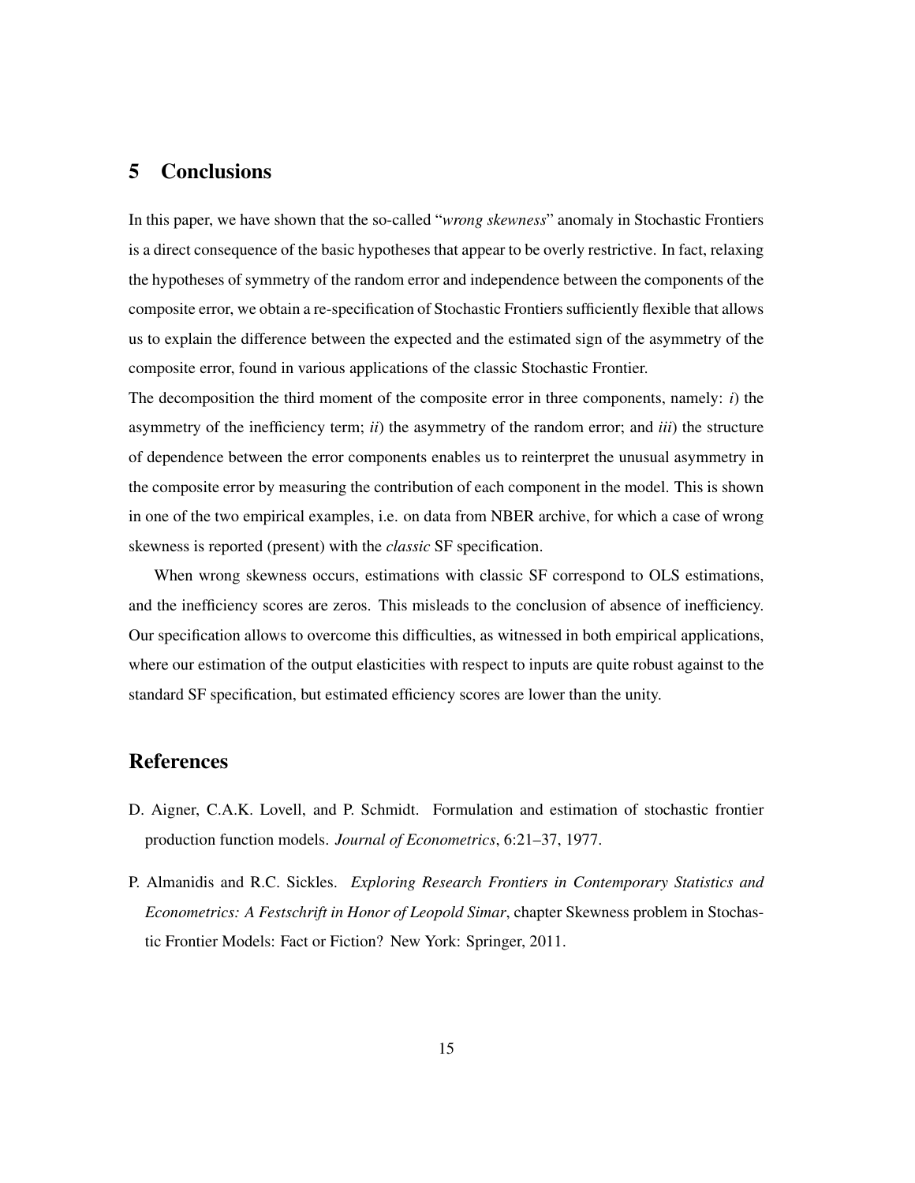## 5 Conclusions

In this paper, we have shown that the so-called "*wrong skewness*" anomaly in Stochastic Frontiers is a direct consequence of the basic hypotheses that appear to be overly restrictive. In fact, relaxing the hypotheses of symmetry of the random error and independence between the components of the composite error, we obtain a re-specification of Stochastic Frontiers sufficiently flexible that allows us to explain the difference between the expected and the estimated sign of the asymmetry of the composite error, found in various applications of the classic Stochastic Frontier.

The decomposition the third moment of the composite error in three components, namely: *i*) the asymmetry of the inefficiency term; *ii*) the asymmetry of the random error; and *iii*) the structure of dependence between the error components enables us to reinterpret the unusual asymmetry in the composite error by measuring the contribution of each component in the model. This is shown in one of the two empirical examples, i.e. on data from NBER archive, for which a case of wrong skewness is reported (present) with the *classic* SF specification.

When wrong skewness occurs, estimations with classic SF correspond to OLS estimations, and the inefficiency scores are zeros. This misleads to the conclusion of absence of inefficiency. Our specification allows to overcome this difficulties, as witnessed in both empirical applications, where our estimation of the output elasticities with respect to inputs are quite robust against to the standard SF specification, but estimated efficiency scores are lower than the unity.

## References

D. Aigner, C.A.K. Lovell, and P. Schmidt. Formulation and estimation of stochastic frontier production function models. *Journal of Econometrics*, 6:21–37, 1977.

P. Almanidis and R.C. Sickles. *Exploring Research Frontiers in Contemporary Statistics and Econometrics: A Festschrift in Honor of Leopold Simar*, chapter Skewness problem in Stochastic Frontier Models: Fact or Fiction? New York: Springer, 2011.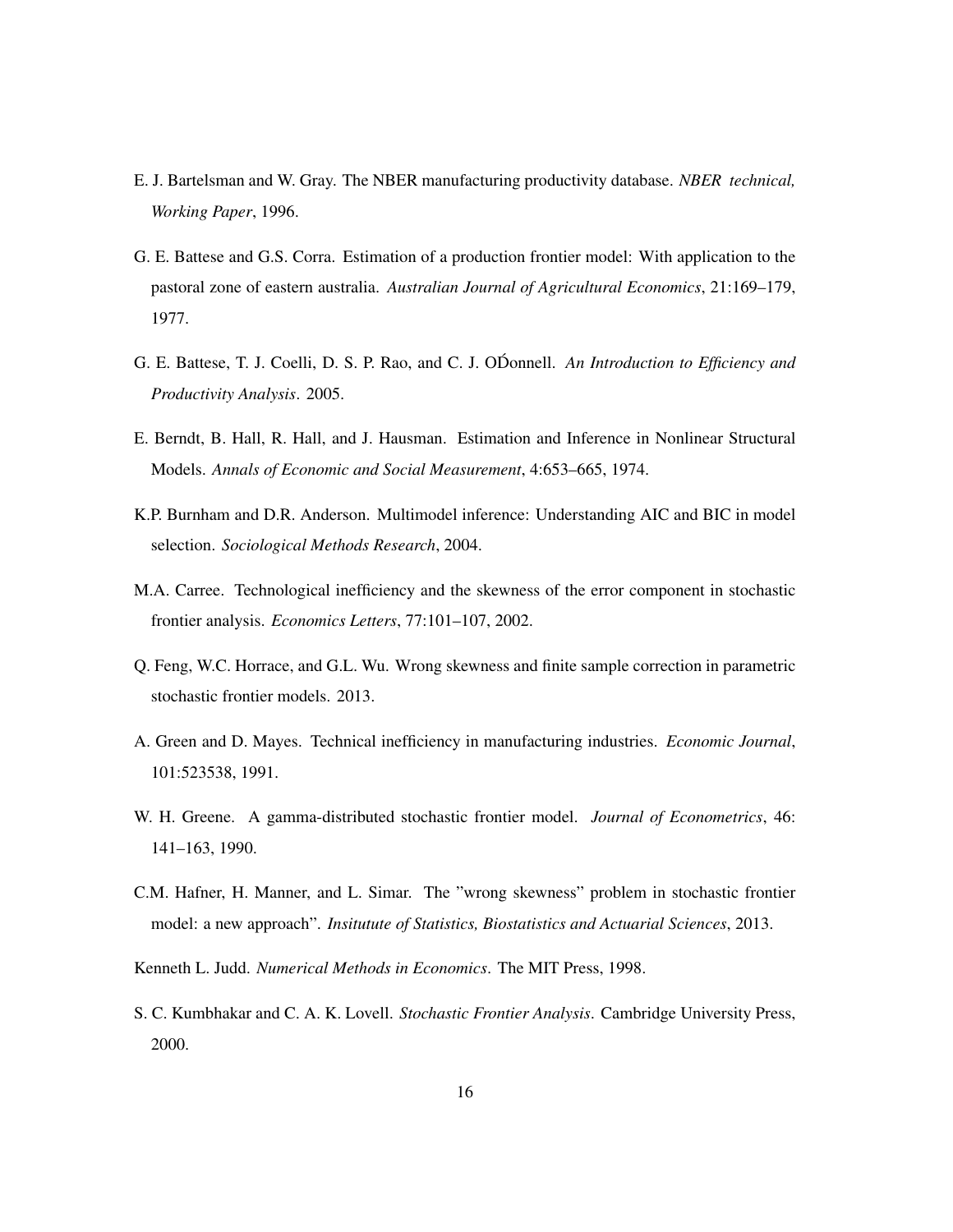E. J. Bartelsman and W. Gray. The NBER manufacturing productivity database. *NBER technical, Working Paper*, 1996.

G. E. Battese and G.S. Corra. Estimation of a production frontier model: With application to the pastoral zone of eastern australia. *Australian Journal of Agricultural Economics*, 21:169–179, 1977.

G. E. Battese, T. J. Coelli, D. S. P. Rao, and C. J. OĎonnell. *An Introduction to Efficiency and Productivity Analysis*. 2005.

E. Berndt, B. Hall, R. Hall, and J. Hausman. Estimation and Inference in Nonlinear Structural Models. *Annals of Economic and Social Measurement*, 4:653–665, 1974.

K.P. Burnham and D.R. Anderson. Multimodel inference: Understanding AIC and BIC in model selection. *Sociological Methods Research*, 2004.

M.A. Carree. Technological inefficiency and the skewness of the error component in stochastic frontier analysis. *Economics Letters*, 77:101–107, 2002.

Q. Feng, W.C. Horrace, and G.L. Wu. Wrong skewness and finite sample correction in parametric stochastic frontier models. 2013.

A. Green and D. Mayes. Technical inefficiency in manufacturing industries. *Economic Journal*, 101:523538, 1991.

W. H. Greene. A gamma-distributed stochastic frontier model. *Journal of Econometrics*, 46: 141–163, 1990.

C.M. Hafner, H. Manner, and L. Simar. The "wrong skewness" problem in stochastic frontier model: a new approach". *Insitutute of Statistics, Biostatistics and Actuarial Sciences*, 2013.

Kenneth L. Judd. *Numerical Methods in Economics*. The MIT Press, 1998.

S. C. Kumbhakar and C. A. K. Lovell. *Stochastic Frontier Analysis*. Cambridge University Press, 2000.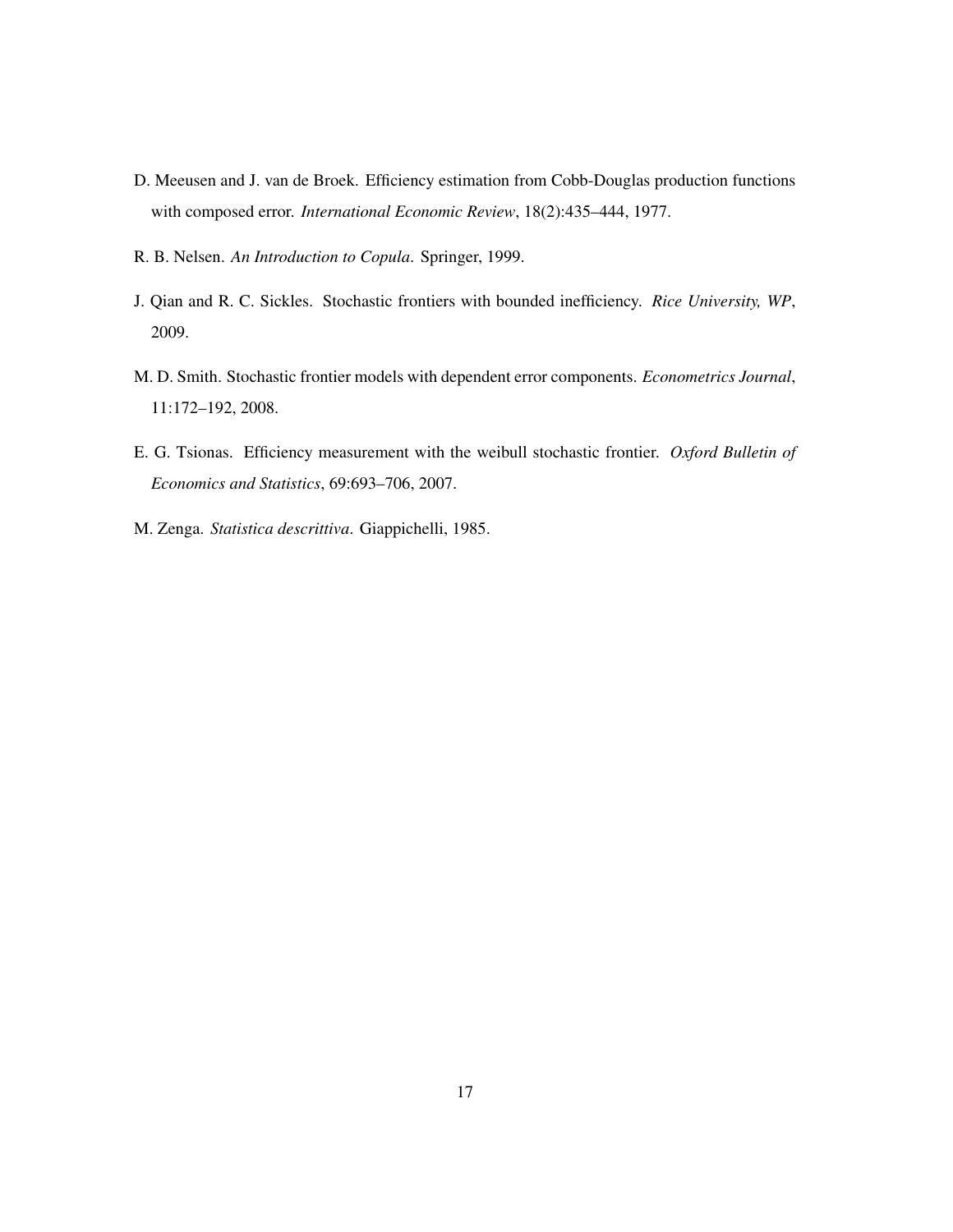D. Meeusen and J. van de Broek. Efficiency estimation from Cobb-Douglas production functions with composed error. *International Economic Review*, 18(2):435–444, 1977.

R. B. Nelsen. *An Introduction to Copula*. Springer, 1999.

J. Qian and R. C. Sickles. Stochastic frontiers with bounded inefficiency. *Rice University, WP*, 2009.

M. D. Smith. Stochastic frontier models with dependent error components. *Econometrics Journal*, 11:172–192, 2008.

E. G. Tsionas. Efficiency measurement with the weibull stochastic frontier. *Oxford Bulletin of Economics and Statistics*, 69:693–706, 2007.

M. Zenga. *Statistica descrittiva*. Giappichelli, 1985.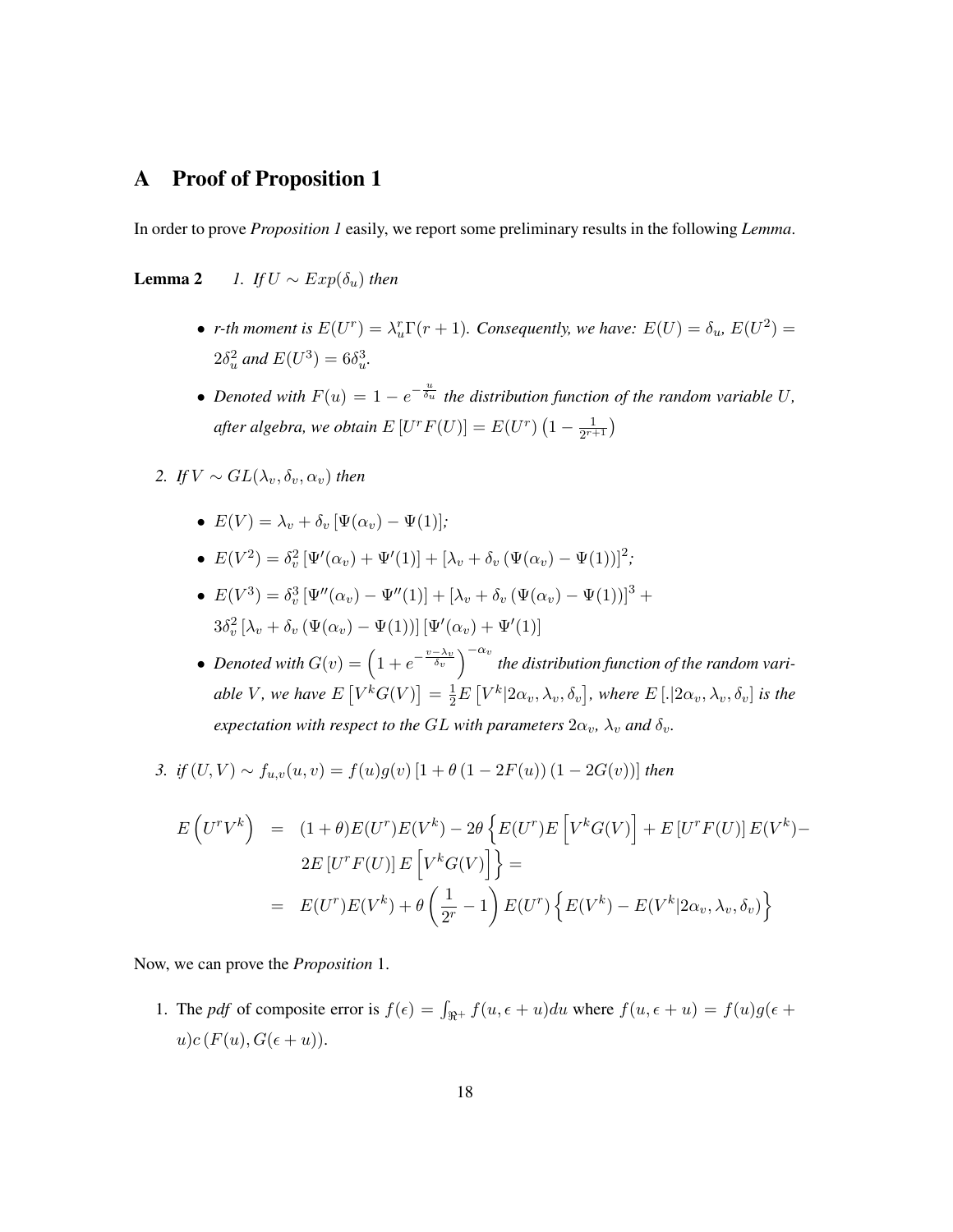# A Proof of Proposition 1

In order to prove *Proposition 1* easily, we report some preliminary results in the following *Lemma*.

**Lemma 2** *1. If $U \sim Exp(\delta_u)$ then*

- *r-th moment is $E(U^r) = \lambda_u^r \Gamma(r+1)$. Consequently, we have: $E(U) = \delta_u$, $E(U^2) = 2\delta_u^2$ and $E(U^3) = 6\delta_u^3$.*
- *Denoted with $F(u) = 1 - e^{-\frac{u}{\delta_u}}$ the distribution function of the random variable $U$, after algebra, we obtain $E[U^r F(U)] = E(U^r)\left(1 - \frac{1}{2^{r+1}}\right)$*

*2. If $V \sim GL(\lambda_v, \delta_v, \alpha_v)$ then*

- *$E(V) = \lambda_v + \delta_v [\Psi(\alpha_v) - \Psi(1)]$;*
- *$E(V^2) = \delta_v^2 [\Psi'(\alpha_v) + \Psi'(1)] + [\lambda_v + \delta_v (\Psi(\alpha_v) - \Psi(1))]^2$;*
- *$E(V^3) = \delta_v^3 [\Psi''(\alpha_v) - \Psi''(1)] + [\lambda_v + \delta_v (\Psi(\alpha_v) - \Psi(1))]^3 + 3\delta_v^2 [\lambda_v + \delta_v (\Psi(\alpha_v) - \Psi(1))] [\Psi'(\alpha_v) + \Psi'(1)]$*
- *Denoted with $G(v) = \left(1 + e^{-\frac{v-\lambda_v}{\delta_v}}\right)^{-\alpha_v}$ the distribution function of the random variable $V$, we have $E\left[V^k G(V)\right] = \frac{1}{2} E\left[V^k | 2\alpha_v, \lambda_v, \delta_v\right]$, where $E[.|2\alpha_v, \lambda_v, \delta_v]$ is the expectation with respect to the GL with parameters $2\alpha_v$, $\lambda_v$ and $\delta_v$.*

*3. if $(U, V) \sim f_{u,v}(u, v) = f(u)g(v)[1 + \theta(1 - 2F(u))(1 - 2G(v))]$ then*

$$
\begin{aligned}
E\left(U^r V^k\right) &= (1+\theta)E(U^r)E(V^k) - 2\theta\Big\{E(U^r)E\left[V^k G(V)\right] + E[U^r F(U)]\,E(V^k) - \\
&\quad 2E[U^r F(U)]\,E\left[V^k G(V)\right]\Big\} = \\
&= E(U^r)E(V^k) + \theta\left(\frac{1}{2^r} - 1\right)E(U^r)\Big\{E(V^k) - E(V^k | 2\alpha_v, \lambda_v, \delta_v)\Big\}
\end{aligned}
$$

Now, we can prove the *Proposition* 1.

1. The *pdf* of composite error is $f(\epsilon) = \int_{\Re^+} f(u, \epsilon + u)du$ where $f(u, \epsilon + u) = f(u)g(\epsilon + u)c\left(F(u), G(\epsilon + u)\right)$.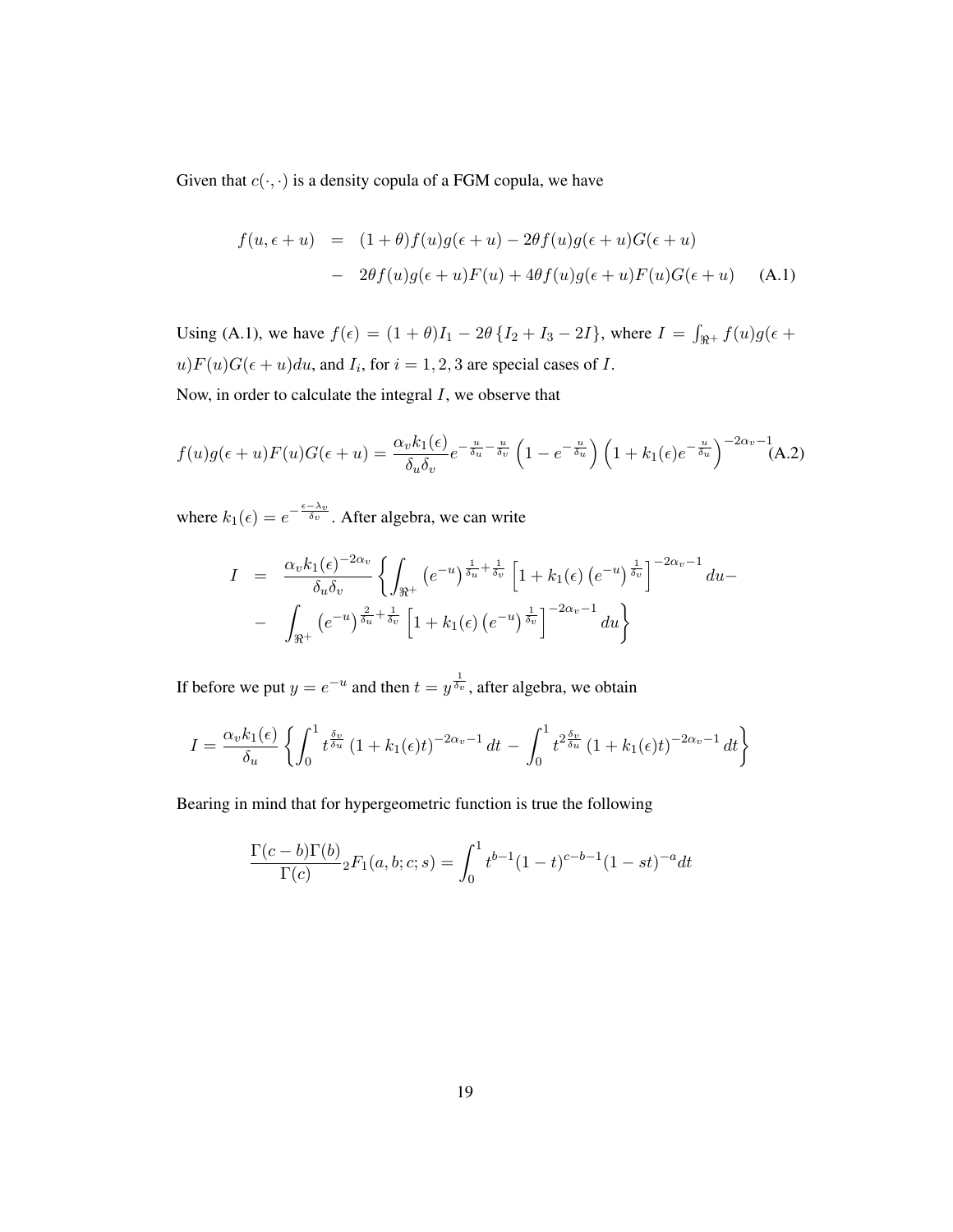Given that $c(\cdot,\cdot)$ is a density copula of a FGM copula, we have

$$
\begin{aligned}
f(u,\epsilon+u) &= (1+\theta)f(u)g(\epsilon+u) - 2\theta f(u)g(\epsilon+u)G(\epsilon+u) \\
&- 2\theta f(u)g(\epsilon+u)F(u) + 4\theta f(u)g(\epsilon+u)F(u)G(\epsilon+u) \qquad \text{(A.1)}
\end{aligned}
$$

Using (A.1), we have $f(\epsilon) = (1+\theta)I_1 - 2\theta\left\{I_2 + I_3 - 2I\right\}$, where $I = \int_{\Re^+} f(u)g(\epsilon+u)F(u)G(\epsilon+u)du$, and $I_i$, for $i=1,2,3$ are special cases of $I$.

Now, in order to calculate the integral $I$, we observe that

$$
f(u)g(\epsilon+u)F(u)G(\epsilon+u) = \frac{\alpha_v k_1(\epsilon)}{\delta_u\delta_v} e^{-\frac{u}{\delta_u}-\frac{u}{\delta_v}}\left(1-e^{-\frac{u}{\delta_u}}\right)\left(1+k_1(\epsilon)e^{-\frac{u}{\delta_u}}\right)^{-2\alpha_v-1} \text{(A.2)}
$$

where $k_1(\epsilon) = e^{-\frac{\epsilon-\lambda_v}{\delta_v}}$. After algebra, we can write

$$
\begin{aligned}
I &= \frac{\alpha_v k_1(\epsilon)^{-2\alpha_v}}{\delta_u\delta_v}\left\{\int_{\Re^+}\left(e^{-u}\right)^{\frac{1}{\delta_u}+\frac{1}{\delta_v}}\left[1+k_1(\epsilon)\left(e^{-u}\right)^{\frac{1}{\delta_v}}\right]^{-2\alpha_v-1}du - \right. \\
&- \left.\int_{\Re^+}\left(e^{-u}\right)^{\frac{2}{\delta_u}+\frac{1}{\delta_v}}\left[1+k_1(\epsilon)\left(e^{-u}\right)^{\frac{1}{\delta_v}}\right]^{-2\alpha_v-1}du\right\}
\end{aligned}
$$

If before we put $y = e^{-u}$ and then $t = y^{\frac{1}{\delta_v}}$, after algebra, we obtain

$$
I = \frac{\alpha_v k_1(\epsilon)}{\delta_u}\left\{\int_0^1 t^{\frac{\delta_v}{\delta_u}}\left(1+k_1(\epsilon)t\right)^{-2\alpha_v-1}dt - \int_0^1 t^{2\frac{\delta_v}{\delta_u}}\left(1+k_1(\epsilon)t\right)^{-2\alpha_v-1}dt\right\}
$$

Bearing in mind that for hypergeometric function is true the following

$$
\frac{\Gamma(c-b)\Gamma(b)}{\Gamma(c)}{}_2F_1(a,b;c;s) = \int_0^1 t^{b-1}(1-t)^{c-b-1}(1-st)^{-a}dt
$$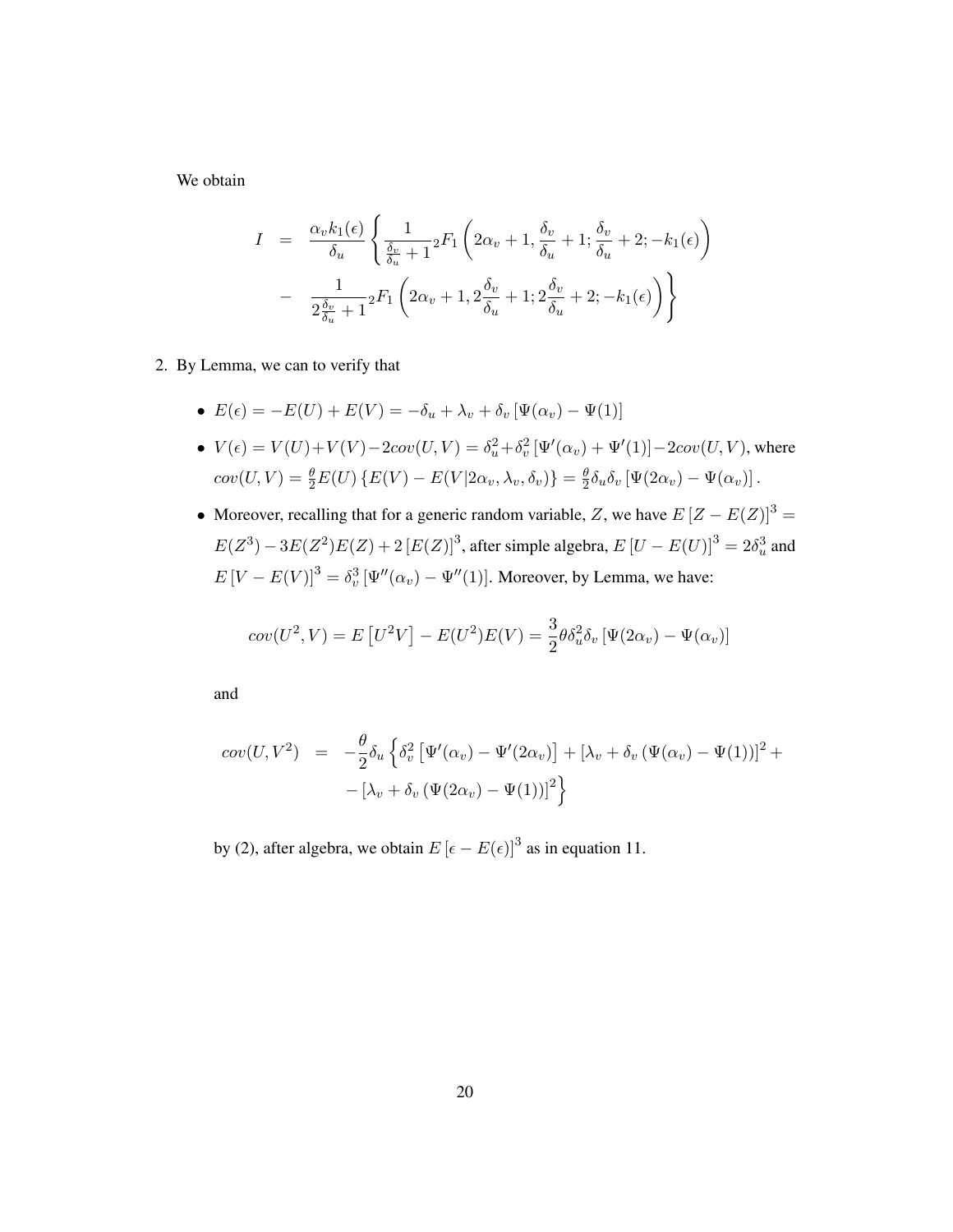We obtain

$$
\begin{aligned}
I &= \frac{\alpha_v k_1(\epsilon)}{\delta_u} \left\{ \frac{1}{\frac{\delta_v}{\delta_u}+1} {}_2F_1\left(2\alpha_v+1, \frac{\delta_v}{\delta_u}+1; \frac{\delta_v}{\delta_u}+2; -k_1(\epsilon)\right) \right. \\
&- \left. \frac{1}{2\frac{\delta_v}{\delta_u}+1} {}_2F_1\left(2\alpha_v+1, 2\frac{\delta_v}{\delta_u}+1; 2\frac{\delta_v}{\delta_u}+2; -k_1(\epsilon)\right) \right\}
\end{aligned}
$$

2. By Lemma, we can to verify that

   - $E(\epsilon) = -E(U) + E(V) = -\delta_u + \lambda_v + \delta_v \left[\Psi(\alpha_v) - \Psi(1)\right]$
   - $V(\epsilon) = V(U) + V(V) - 2cov(U,V) = \delta_u^2 + \delta_v^2 \left[\Psi'(\alpha_v) + \Psi'(1)\right] - 2cov(U,V)$, where $cov(U,V) = \frac{\theta}{2} E(U) \left\{E(V) - E(V|2\alpha_v, \lambda_v, \delta_v)\right\} = \frac{\theta}{2}\delta_u \delta_v \left[\Psi(2\alpha_v) - \Psi(\alpha_v)\right].$
   - Moreover, recalling that for a generic random variable, $Z$, we have $E\left[Z - E(Z)\right]^3 = E(Z^3) - 3E(Z^2)E(Z) + 2\left[E(Z)\right]^3$, after simple algebra, $E\left[U - E(U)\right]^3 = 2\delta_u^3$ and $E\left[V - E(V)\right]^3 = \delta_v^3\left[\Psi''(\alpha_v) - \Psi''(1)\right]$. Moreover, by Lemma, we have:

   $$cov(U^2, V) = E\left[U^2 V\right] - E(U^2)E(V) = \frac{3}{2}\theta \delta_u^2 \delta_v \left[\Psi(2\alpha_v) - \Psi(\alpha_v)\right]$$

   and

   $$
   \begin{aligned}
   cov(U, V^2) &= -\frac{\theta}{2}\delta_u \left\{ \delta_v^2 \left[\Psi'(\alpha_v) - \Psi'(2\alpha_v)\right] + \left[\lambda_v + \delta_v\left(\Psi(\alpha_v) - \Psi(1)\right)\right]^2 + \right. \\
   &\quad \left. - \left[\lambda_v + \delta_v\left(\Psi(2\alpha_v) - \Psi(1)\right)\right]^2 \right\}
   \end{aligned}
   $$

   by (2), after algebra, we obtain $E\left[\epsilon - E(\epsilon)\right]^3$ as in equation 11.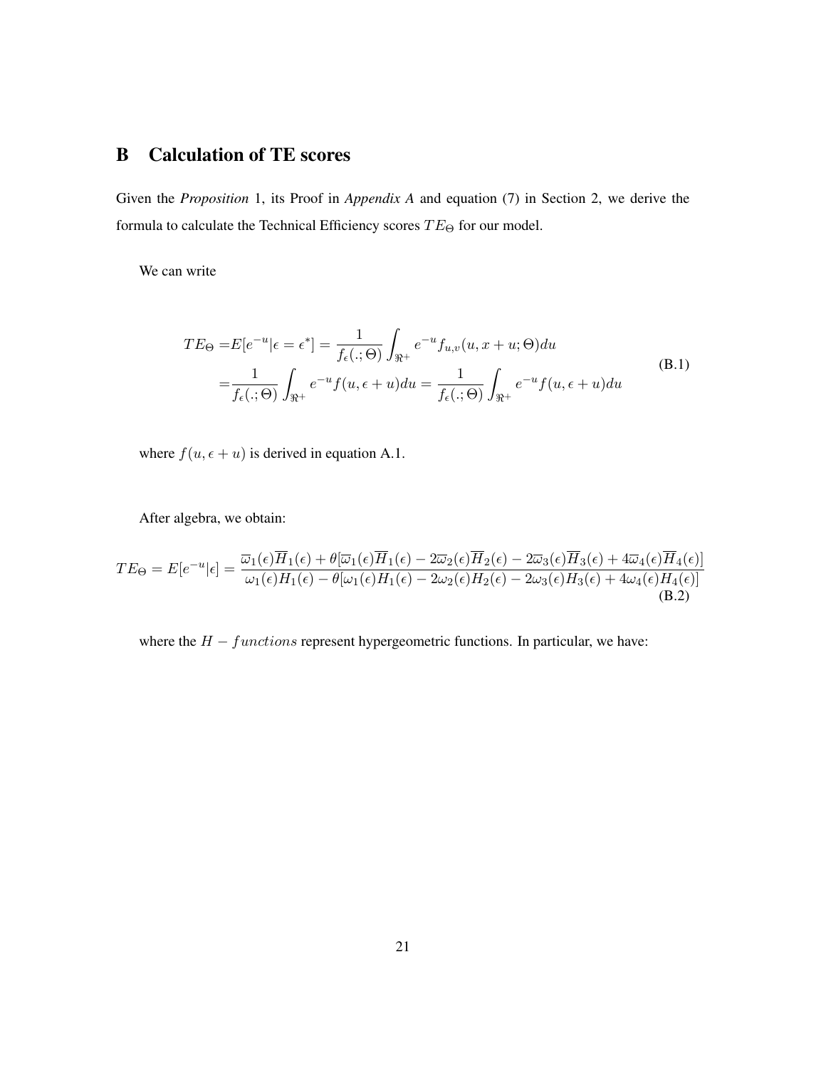# B Calculation of TE scores

Given the *Proposition* 1, its Proof in *Appendix A* and equation (7) in Section 2, we derive the formula to calculate the Technical Efficiency scores $TE_\Theta$ for our model.

We can write

$$
\begin{aligned}
TE_\Theta =& E[e^{-u}|\epsilon = \epsilon^*] = \frac{1}{f_\epsilon(.;\Theta)} \int_{\Re^+} e^{-u} f_{u,v}(u, x+u;\Theta) du \\
=& \frac{1}{f_\epsilon(.;\Theta)} \int_{\Re^+} e^{-u} f(u, \epsilon + u) du = \frac{1}{f_\epsilon(.;\Theta)} \int_{\Re^+} e^{-u} f(u, \epsilon + u) du
\end{aligned}
\tag{B.1}
$$

where $f(u, \epsilon + u)$ is derived in equation A.1.

After algebra, we obtain:

$$
TE_\Theta = E[e^{-u}|\epsilon] = \frac{\overline{\omega}_1(\epsilon)\overline{H}_1(\epsilon) + \theta[\overline{\omega}_1(\epsilon)\overline{H}_1(\epsilon) - 2\overline{\omega}_2(\epsilon)\overline{H}_2(\epsilon) - 2\overline{\omega}_3(\epsilon)\overline{H}_3(\epsilon) + 4\overline{\omega}_4(\epsilon)\overline{H}_4(\epsilon)]}{\omega_1(\epsilon)H_1(\epsilon) - \theta[\omega_1(\epsilon)H_1(\epsilon) - 2\omega_2(\epsilon)H_2(\epsilon) - 2\omega_3(\epsilon)H_3(\epsilon) + 4\omega_4(\epsilon)H_4(\epsilon)]}
\tag{B.2}
$$

where the $H - functions$ represent hypergeometric functions. In particular, we have: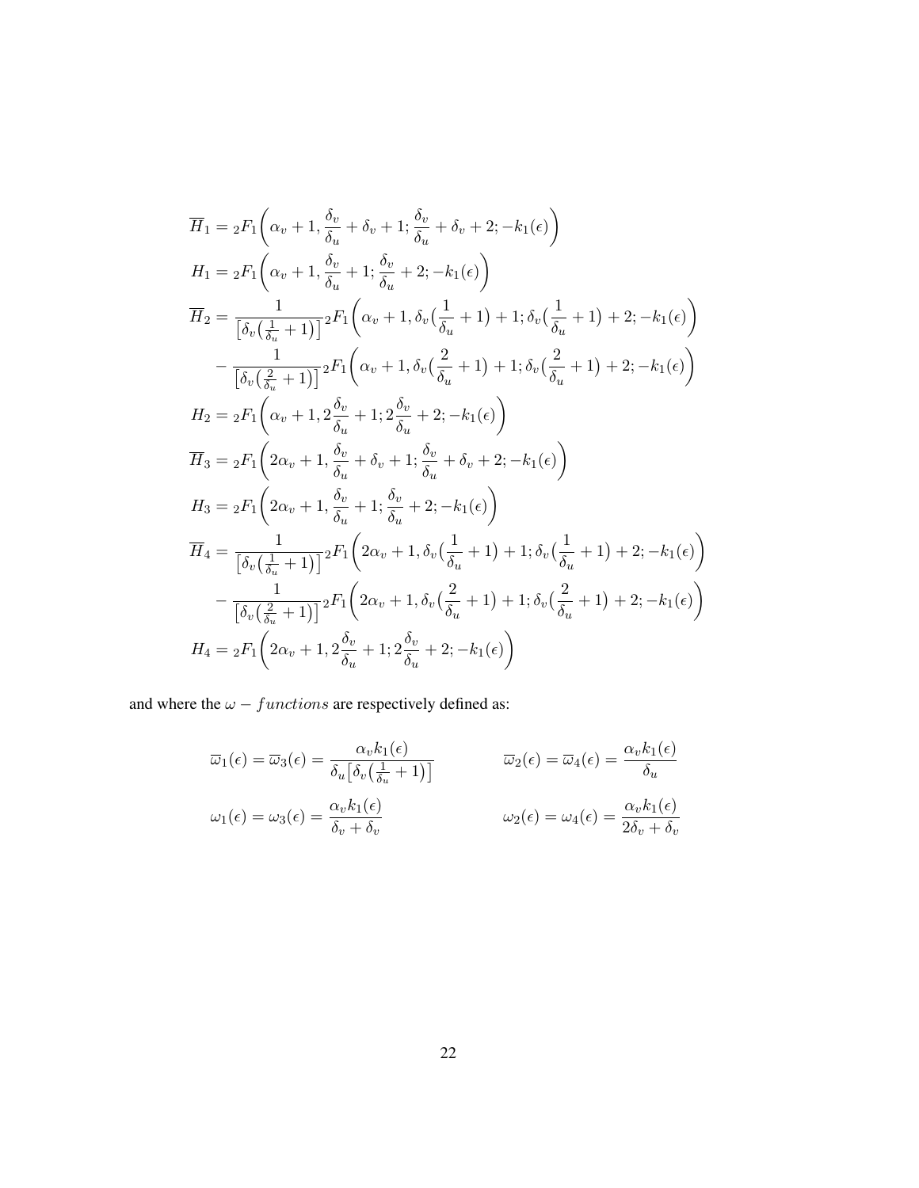$$
\begin{aligned}
\overline{H}_1 &= {}_2F_1\bigg(\alpha_v+1, \frac{\delta_v}{\delta_u}+\delta_v+1; \frac{\delta_v}{\delta_u}+\delta_v+2; -k_1(\epsilon)\bigg) \\
H_1 &= {}_2F_1\bigg(\alpha_v+1, \frac{\delta_v}{\delta_u}+1; \frac{\delta_v}{\delta_u}+2; -k_1(\epsilon)\bigg) \\
\overline{H}_2 &= \frac{1}{\left[\delta_v\big(\frac{1}{\delta_u}+1\big)\right]} {}_2F_1\bigg(\alpha_v+1, \delta_v\big(\frac{1}{\delta_u}+1\big)+1; \delta_v\big(\frac{1}{\delta_u}+1\big)+2; -k_1(\epsilon)\bigg) \\
&\quad - \frac{1}{\left[\delta_v\big(\frac{2}{\delta_u}+1\big)\right]} {}_2F_1\bigg(\alpha_v+1, \delta_v\big(\frac{2}{\delta_u}+1\big)+1; \delta_v\big(\frac{2}{\delta_u}+1\big)+2; -k_1(\epsilon)\bigg) \\
H_2 &= {}_2F_1\bigg(\alpha_v+1, 2\frac{\delta_v}{\delta_u}+1; 2\frac{\delta_v}{\delta_u}+2; -k_1(\epsilon)\bigg) \\
\overline{H}_3 &= {}_2F_1\bigg(2\alpha_v+1, \frac{\delta_v}{\delta_u}+\delta_v+1; \frac{\delta_v}{\delta_u}+\delta_v+2; -k_1(\epsilon)\bigg) \\
H_3 &= {}_2F_1\bigg(2\alpha_v+1, \frac{\delta_v}{\delta_u}+1; \frac{\delta_v}{\delta_u}+2; -k_1(\epsilon)\bigg) \\
\overline{H}_4 &= \frac{1}{\left[\delta_v\big(\frac{1}{\delta_u}+1\big)\right]} {}_2F_1\bigg(2\alpha_v+1, \delta_v\big(\frac{1}{\delta_u}+1\big)+1; \delta_v\big(\frac{1}{\delta_u}+1\big)+2; -k_1(\epsilon)\bigg) \\
&\quad - \frac{1}{\left[\delta_v\big(\frac{2}{\delta_u}+1\big)\right]} {}_2F_1\bigg(2\alpha_v+1, \delta_v\big(\frac{2}{\delta_u}+1\big)+1; \delta_v\big(\frac{2}{\delta_u}+1\big)+2; -k_1(\epsilon)\bigg) \\
H_4 &= {}_2F_1\bigg(2\alpha_v+1, 2\frac{\delta_v}{\delta_u}+1; 2\frac{\delta_v}{\delta_u}+2; -k_1(\epsilon)\bigg)
\end{aligned}
$$

and where the $\omega - functions$ are respectively defined as:

$$
\overline{\omega}_1(\epsilon) = \overline{\omega}_3(\epsilon) = \frac{\alpha_v k_1(\epsilon)}{\delta_u\left[\delta_v\big(\frac{1}{\delta_u}+1\big)\right]} \qquad \overline{\omega}_2(\epsilon) = \overline{\omega}_4(\epsilon) = \frac{\alpha_v k_1(\epsilon)}{\delta_u}
$$

$$
\omega_1(\epsilon) = \omega_3(\epsilon) = \frac{\alpha_v k_1(\epsilon)}{\delta_v+\delta_v} \qquad \omega_2(\epsilon) = \omega_4(\epsilon) = \frac{\alpha_v k_1(\epsilon)}{2\delta_v+\delta_v}
$$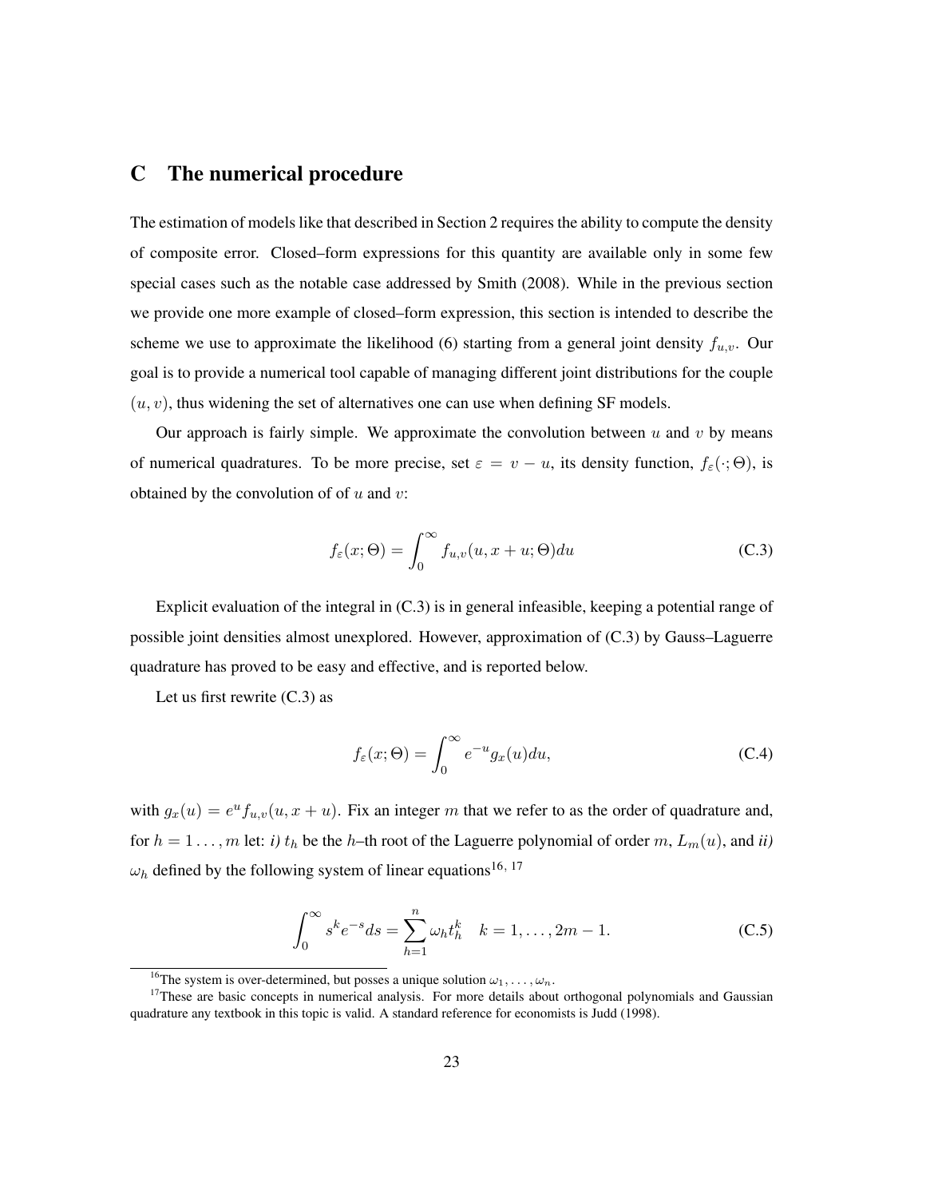# C The numerical procedure

The estimation of models like that described in Section 2 requires the ability to compute the density of composite error. Closed–form expressions for this quantity are available only in some few special cases such as the notable case addressed by Smith (2008). While in the previous section we provide one more example of closed–form expression, this section is intended to describe the scheme we use to approximate the likelihood (6) starting from a general joint density $f_{u,v}$. Our goal is to provide a numerical tool capable of managing different joint distributions for the couple $(u, v)$, thus widening the set of alternatives one can use when defining SF models.

Our approach is fairly simple. We approximate the convolution between $u$ and $v$ by means of numerical quadratures. To be more precise, set $\varepsilon = v - u$, its density function, $f_\varepsilon(\cdot; \Theta)$, is obtained by the convolution of of $u$ and $v$:

$$f_\varepsilon(x; \Theta) = \int_0^\infty f_{u,v}(u, x + u; \Theta) du \tag{C.3}$$

Explicit evaluation of the integral in (C.3) is in general infeasible, keeping a potential range of possible joint densities almost unexplored. However, approximation of (C.3) by Gauss–Laguerre quadrature has proved to be easy and effective, and is reported below.

Let us first rewrite (C.3) as

$$f_\varepsilon(x; \Theta) = \int_0^\infty e^{-u} g_x(u) du, \tag{C.4}$$

with $g_x(u) = e^u f_{u,v}(u, x + u)$. Fix an integer $m$ that we refer to as the order of quadrature and, for $h = 1 \ldots, m$ let: *i)* $t_h$ be the $h$–th root of the Laguerre polynomial of order $m$, $L_m(u)$, and *ii)* $\omega_h$ defined by the following system of linear equations[16, 17]

$$\int_0^\infty s^k e^{-s} ds = \sum_{h=1}^n \omega_h t_h^k \quad k = 1, \ldots, 2m - 1. \tag{C.5}$$

---

[16] The system is over-determined, but posses a unique solution $\omega_1, \ldots, \omega_n$.

[17] These are basic concepts in numerical analysis. For more details about orthogonal polynomials and Gaussian quadrature any textbook in this topic is valid. A standard reference for economists is Judd (1998).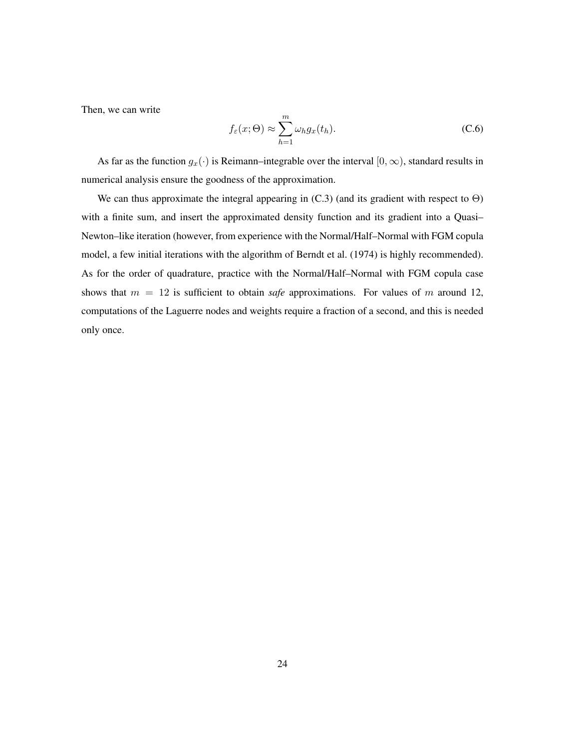Then, we can write

$$f_{\varepsilon}(x;\Theta) \approx \sum_{h=1}^{m} \omega_h g_x(t_h). \tag{C.6}$$

As far as the function $g_x(\cdot)$ is Reimann–integrable over the interval $[0, \infty)$, standard results in numerical analysis ensure the goodness of the approximation.

We can thus approximate the integral appearing in (C.3) (and its gradient with respect to $\Theta$) with a finite sum, and insert the approximated density function and its gradient into a Quasi–Newton–like iteration (however, from experience with the Normal/Half–Normal with FGM copula model, a few initial iterations with the algorithm of Berndt et al. (1974) is highly recommended). As for the order of quadrature, practice with the Normal/Half–Normal with FGM copula case shows that $m = 12$ is sufficient to obtain *safe* approximations. For values of $m$ around 12, computations of the Laguerre nodes and weights require a fraction of a second, and this is needed only once.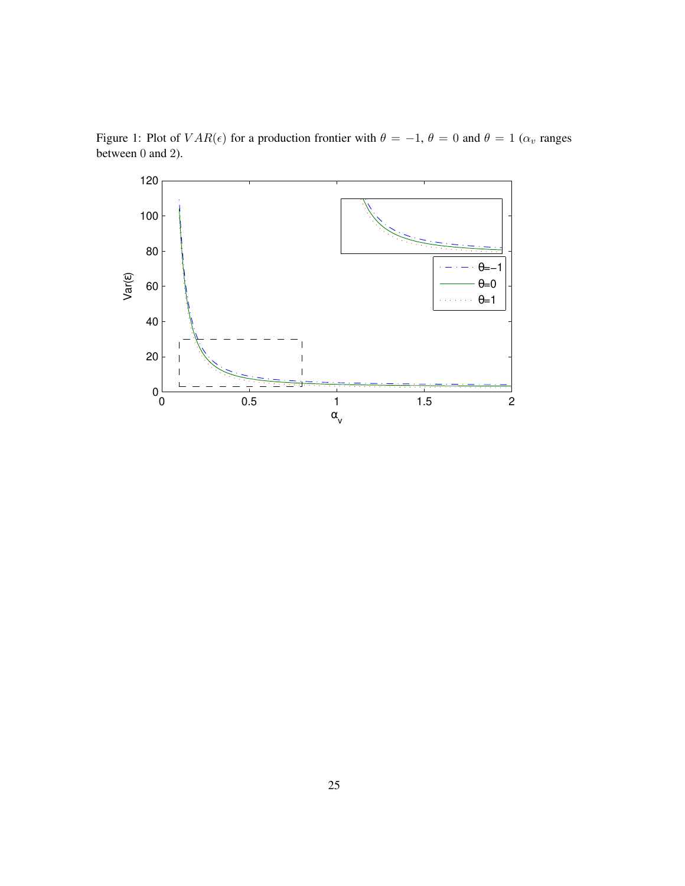Figure 1: Plot of $VAR(\epsilon)$ for a production frontier with $\theta = -1$, $\theta = 0$ and $\theta = 1$ ($\alpha_v$ ranges between 0 and 2).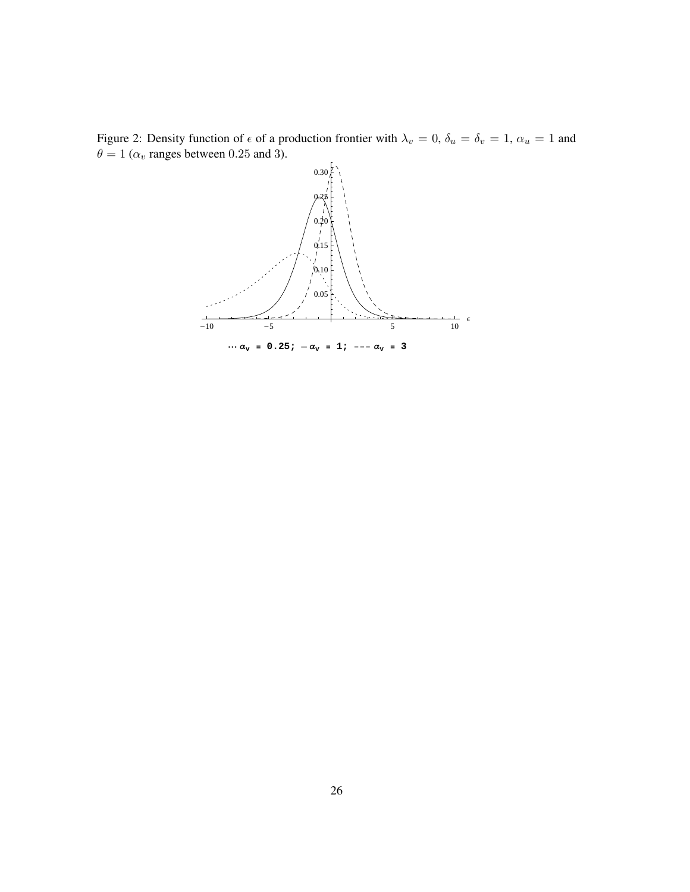Figure 2: Density function of $\epsilon$ of a production frontier with $\lambda_v = 0$, $\delta_u = \delta_v = 1$, $\alpha_u = 1$ and $\theta = 1$ ($\alpha_v$ ranges between $0.25$ and $3$).

$\cdots\ \alpha_v = 0.25$; $-\ \alpha_v = 1$; $---\ \alpha_v = 3$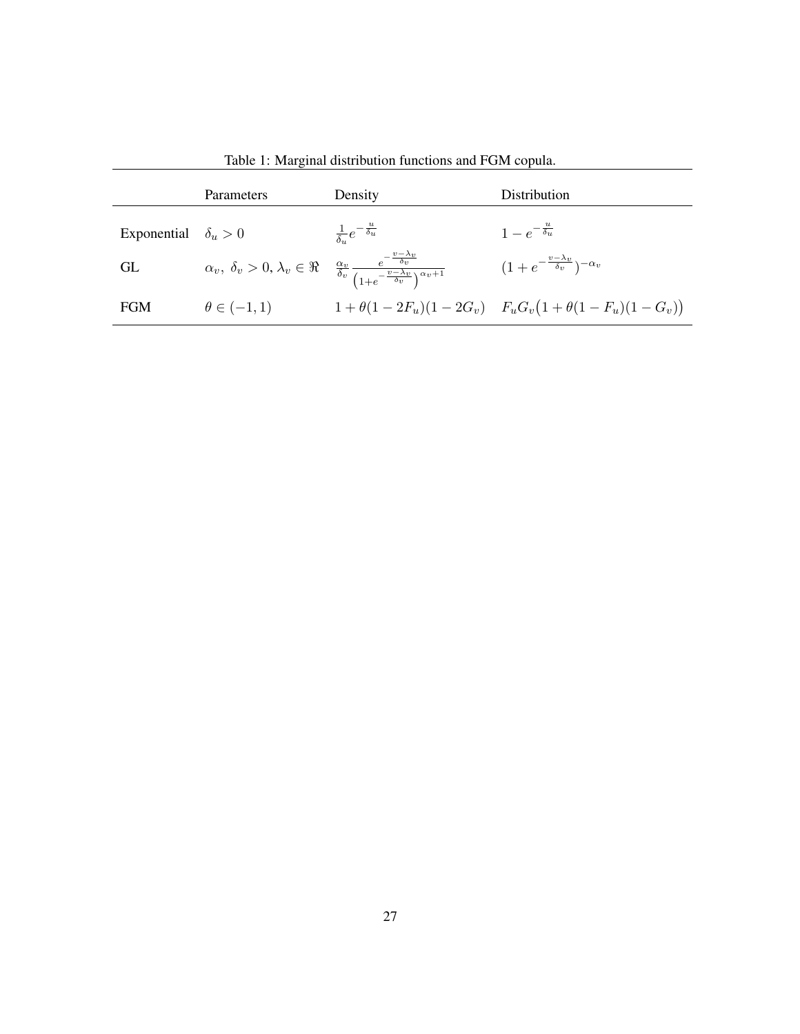Table 1: Marginal distribution functions and FGM copula.

| | Parameters | Density | Distribution |
|---|---|---|---|
| Exponential | $\delta_u > 0$ | $\frac{1}{\delta_u} e^{-\frac{u}{\delta_u}}$ | $1 - e^{-\frac{u}{\delta_u}}$ |
| GL | $\alpha_v,\ \delta_v > 0,\ \lambda_v \in \Re$ | $\frac{\alpha_v}{\delta_v} \frac{e^{-\frac{v-\lambda_v}{\delta_v}}}{\left(1+e^{-\frac{v-\lambda_v}{\delta_v}}\right)^{\alpha_v+1}}$ | $(1 + e^{-\frac{v-\lambda_v}{\delta_v}})^{-\alpha_v}$ |
| FGM | $\theta \in (-1, 1)$ | $1 + \theta(1 - 2F_u)(1 - 2G_v)$ | $F_u G_v \big(1 + \theta(1 - F_u)(1 - G_v)\big)$ |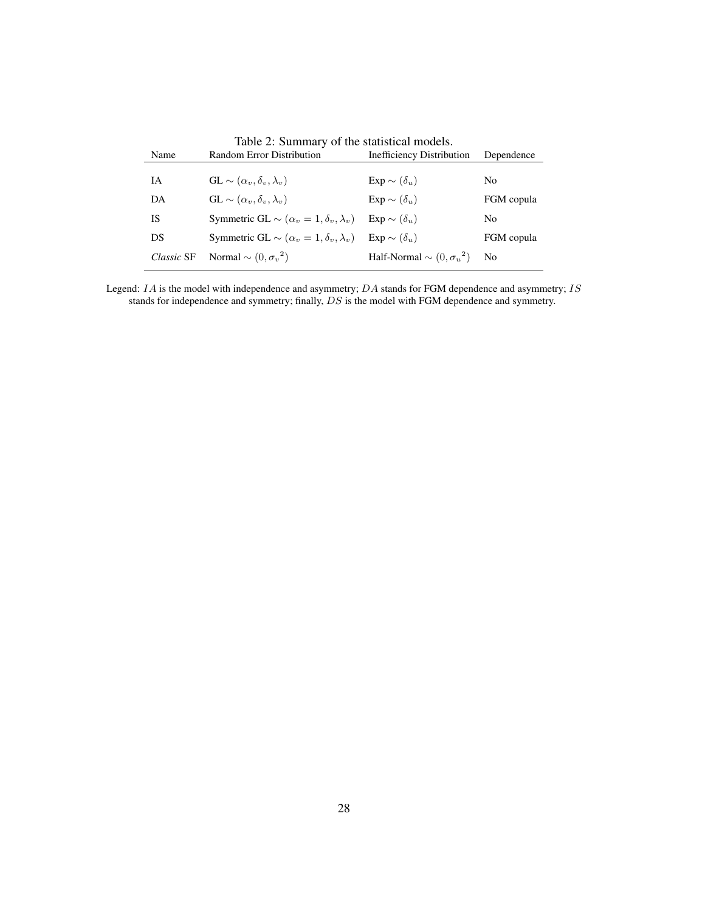Table 2: Summary of the statistical models.

| Name | Random Error Distribution | Inefficiency Distribution | Dependence |
|---|---|---|---|
| IA | GL $\sim (\alpha_v, \delta_v, \lambda_v)$ | Exp $\sim (\delta_u)$ | No |
| DA | GL $\sim (\alpha_v, \delta_v, \lambda_v)$ | Exp $\sim (\delta_u)$ | FGM copula |
| IS | Symmetric GL $\sim (\alpha_v = 1, \delta_v, \lambda_v)$ | Exp $\sim (\delta_u)$ | No |
| DS | Symmetric GL $\sim (\alpha_v = 1, \delta_v, \lambda_v)$ | Exp $\sim (\delta_u)$ | FGM copula |
| *Classic* SF | Normal $\sim (0, {\sigma_v}^2)$ | Half-Normal $\sim (0, {\sigma_u}^2)$ | No |

Legend: $IA$ is the model with independence and asymmetry; $DA$ stands for FGM dependence and asymmetry; $IS$ stands for independence and symmetry; finally, $DS$ is the model with FGM dependence and symmetry.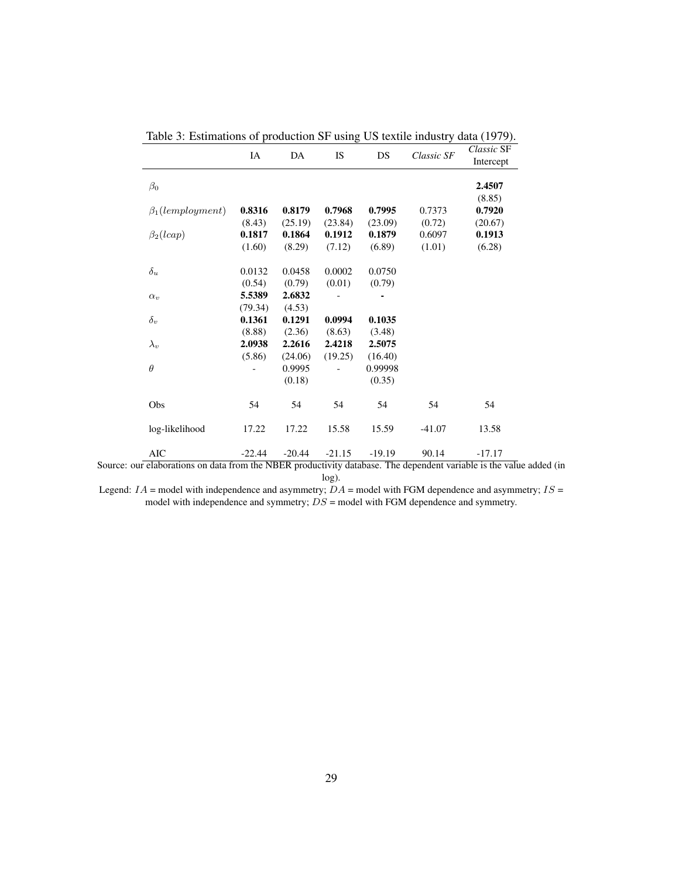Table 3: Estimations of production SF using US textile industry data (1979).

| | IA | DA | IS | DS | *Classic SF* | *Classic* SF Intercept |
|---|---|---|---|---|---|---|
| $\beta_0$ | | | | | | **2.4507** |
| | | | | | | (8.85) |
| $\beta_1(lemployment)$ | **0.8316** | **0.8179** | **0.7968** | **0.7995** | 0.7373 | **0.7920** |
| | (8.43) | (25.19) | (23.84) | (23.09) | (0.72) | (20.67) |
| $\beta_2(lcap)$ | **0.1817** | **0.1864** | **0.1912** | **0.1879** | 0.6097 | **0.1913** |
| | (1.60) | (8.29) | (7.12) | (6.89) | (1.01) | (6.28) |
| $\delta_u$ | 0.0132 | 0.0458 | 0.0002 | 0.0750 | | |
| | (0.54) | (0.79) | (0.01) | (0.79) | | |
| $\alpha_v$ | **5.5389** | **2.6832** | - | - | | |
| | (79.34) | (4.53) | | | | |
| $\delta_v$ | **0.1361** | **0.1291** | **0.0994** | **0.1035** | | |
| | (8.88) | (2.36) | (8.63) | (3.48) | | |
| $\lambda_v$ | **2.0938** | **2.2616** | **2.4218** | **2.5075** | | |
| | (5.86) | (24.06) | (19.25) | (16.40) | | |
| $\theta$ | - | 0.9995 | - | 0.99998 | | |
| | | (0.18) | | (0.35) | | |
| Obs | 54 | 54 | 54 | 54 | 54 | 54 |
| log-likelihood | 17.22 | 17.22 | 15.58 | 15.59 | -41.07 | 13.58 |
| AIC | -22.44 | -20.44 | -21.15 | -19.19 | 90.14 | -17.17 |

Source: our elaborations on data from the NBER productivity database. The dependent variable is the value added (in log).

Legend: $IA$ = model with independence and asymmetry; $DA$ = model with FGM dependence and asymmetry; $IS$ = model with independence and symmetry; $DS$ = model with FGM dependence and symmetry.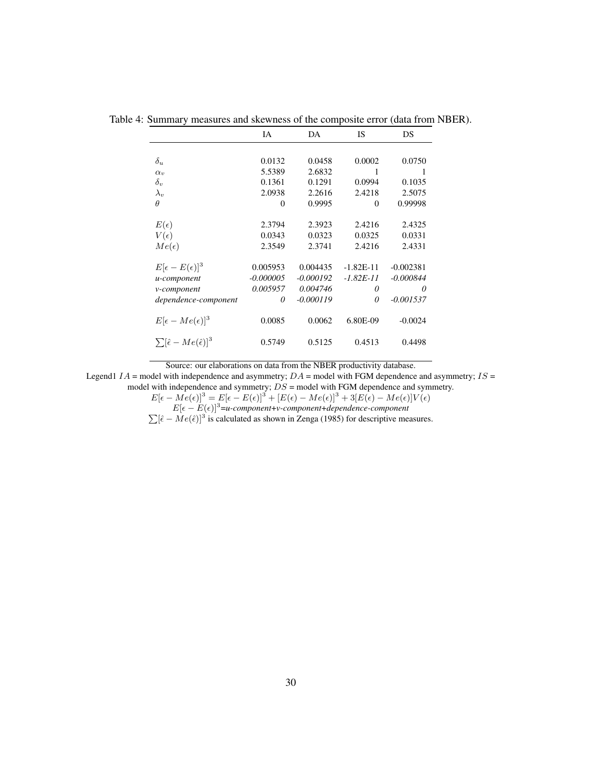Table 4: Summary measures and skewness of the composite error (data from NBER).

| | IA | DA | IS | DS |
|---|---|---|---|---|
| $\delta_u$ | 0.0132 | 0.0458 | 0.0002 | 0.0750 |
| $\alpha_v$ | 5.5389 | 2.6832 | 1 | 1 |
| $\delta_v$ | 0.1361 | 0.1291 | 0.0994 | 0.1035 |
| $\lambda_v$ | 2.0938 | 2.2616 | 2.4218 | 2.5075 |
| $\theta$ | 0 | 0.9995 | 0 | 0.99998 |
| $E(\epsilon)$ | 2.3794 | 2.3923 | 2.4216 | 2.4325 |
| $V(\epsilon)$ | 0.0343 | 0.0323 | 0.0325 | 0.0331 |
| $Me(\epsilon)$ | 2.3549 | 2.3741 | 2.4216 | 2.4331 |
| $E[\epsilon - E(\epsilon)]^3$ | 0.005953 | 0.004435 | -1.82E-11 | -0.002381 |
| *u-component* | *-0.000005* | *-0.000192* | *-1.82E-11* | *-0.000844* |
| *v-component* | *0.005957* | *0.004746* | *0* | *0* |
| *dependence-component* | *0* | *-0.000119* | *0* | *-0.001537* |
| $E[\epsilon - Me(\epsilon)]^3$ | 0.0085 | 0.0062 | 6.80E-09 | -0.0024 |
| $\sum[\hat{\epsilon} - Me(\hat{\epsilon})]^3$ | 0.5749 | 0.5125 | 0.4513 | 0.4498 |

Source: our elaborations on data from the NBER productivity database.

Legend1 $IA$ = model with independence and asymmetry; $DA$ = model with FGM dependence and asymmetry; $IS$ = model with independence and symmetry; $DS$ = model with FGM dependence and symmetry.

$E[\epsilon - Me(\epsilon)]^3 = E[\epsilon - E(\epsilon)]^3 + [E(\epsilon) - Me(\epsilon)]^3 + 3[E(\epsilon) - Me(\epsilon)]V(\epsilon)$

$E[\epsilon - E(\epsilon)]^3$=*u-component*+*v-component*+*dependence-component*

$\sum[\hat{\epsilon} - Me(\hat{\epsilon})]^3$ is calculated as shown in Zenga (1985) for descriptive measures.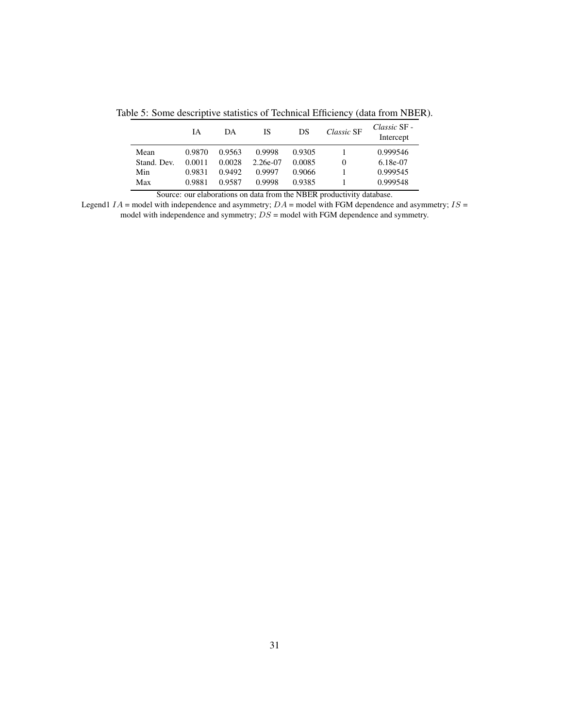Table 5: Some descriptive statistics of Technical Efficiency (data from NBER).

| | IA | DA | IS | DS | *Classic* SF | *Classic* SF - Intercept |
|---|---|---|---|---|---|---|
| Mean | 0.9870 | 0.9563 | 0.9998 | 0.9305 | 1 | 0.999546 |
| Stand. Dev. | 0.0011 | 0.0028 | 2.26e-07 | 0.0085 | 0 | 6.18e-07 |
| Min | 0.9831 | 0.9492 | 0.9997 | 0.9066 | 1 | 0.999545 |
| Max | 0.9881 | 0.9587 | 0.9998 | 0.9385 | 1 | 0.999548 |

Source: our elaborations on data from the NBER productivity database.

Legend1 $IA$ = model with independence and asymmetry; $DA$ = model with FGM dependence and asymmetry; $IS$ = model with independence and symmetry; $DS$ = model with FGM dependence and symmetry.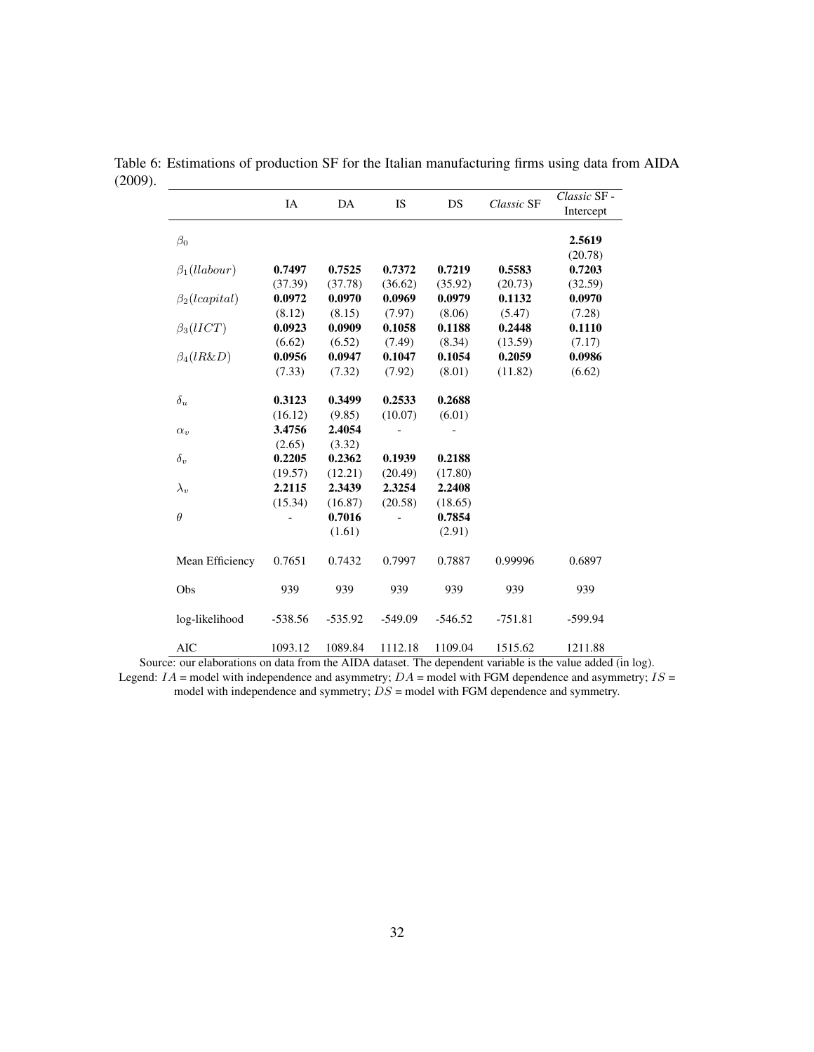Table 6: Estimations of production SF for the Italian manufacturing firms using data from AIDA (2009).

| | IA | DA | IS | DS | *Classic* SF | *Classic* SF - Intercept |
|---|---|---|---|---|---|---|
| $\beta_0$ | | | | | | **2.5619** |
| | | | | | | (20.78) |
| $\beta_1(llabour)$ | **0.7497** | **0.7525** | **0.7372** | **0.7219** | **0.5583** | **0.7203** |
| | (37.39) | (37.78) | (36.62) | (35.92) | (20.73) | (32.59) |
| $\beta_2(lcapital)$ | **0.0972** | **0.0970** | **0.0969** | **0.0979** | **0.1132** | **0.0970** |
| | (8.12) | (8.15) | (7.97) | (8.06) | (5.47) | (7.28) |
| $\beta_3(lICT)$ | **0.0923** | **0.0909** | **0.1058** | **0.1188** | **0.2448** | **0.1110** |
| | (6.62) | (6.52) | (7.49) | (8.34) | (13.59) | (7.17) |
| $\beta_4(lR\&D)$ | **0.0956** | **0.0947** | **0.1047** | **0.1054** | **0.2059** | **0.0986** |
| | (7.33) | (7.32) | (7.92) | (8.01) | (11.82) | (6.62) |
| $\delta_u$ | **0.3123** | **0.3499** | **0.2533** | **0.2688** | | |
| | (16.12) | (9.85) | (10.07) | (6.01) | | |
| $\alpha_v$ | **3.4756** | **2.4054** | - | - | | |
| | (2.65) | (3.32) | | | | |
| $\delta_v$ | **0.2205** | **0.2362** | **0.1939** | **0.2188** | | |
| | (19.57) | (12.21) | (20.49) | (17.80) | | |
| $\lambda_v$ | **2.2115** | **2.3439** | **2.3254** | **2.2408** | | |
| | (15.34) | (16.87) | (20.58) | (18.65) | | |
| $\theta$ | - | **0.7016** | - | **0.7854** | | |
| | | (1.61) | | (2.91) | | |
| Mean Efficiency | 0.7651 | 0.7432 | 0.7997 | 0.7887 | 0.99996 | 0.6897 |
| Obs | 939 | 939 | 939 | 939 | 939 | 939 |
| log-likelihood | -538.56 | -535.92 | -549.09 | -546.52 | -751.81 | -599.94 |
| AIC | 1093.12 | 1089.84 | 1112.18 | 1109.04 | 1515.62 | 1211.88 |

Source: our elaborations on data from the AIDA dataset. The dependent variable is the value added (in log).
Legend: $IA$ = model with independence and asymmetry; $DA$ = model with FGM dependence and asymmetry; $IS$ = model with independence and symmetry; $DS$ = model with FGM dependence and symmetry.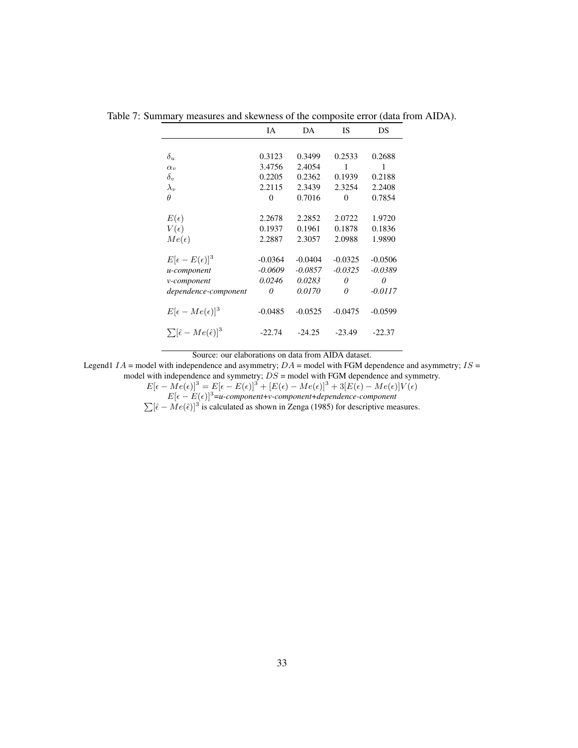Table 7: Summary measures and skewness of the composite error (data from AIDA).

| | IA | DA | IS | DS |
|---|---|---|---|---|
| $\delta_u$ | 0.3123 | 0.3499 | 0.2533 | 0.2688 |
| $\alpha_v$ | 3.4756 | 2.4054 | 1 | 1 |
| $\delta_v$ | 0.2205 | 0.2362 | 0.1939 | 0.2188 |
| $\lambda_v$ | 2.2115 | 2.3439 | 2.3254 | 2.2408 |
| $\theta$ | 0 | 0.7016 | 0 | 0.7854 |
| $E(\epsilon)$ | 2.2678 | 2.2852 | 2.0722 | 1.9720 |
| $V(\epsilon)$ | 0.1937 | 0.1961 | 0.1878 | 0.1836 |
| $Me(\epsilon)$ | 2.2887 | 2.3057 | 2.0988 | 1.9890 |
| $E[\epsilon - E(\epsilon)]^3$ | -0.0364 | -0.0404 | -0.0325 | -0.0506 |
| *u-component* | *-0.0609* | *-0.0857* | *-0.0325* | *-0.0389* |
| *v-component* | *0.0246* | *0.0283* | *0* | *0* |
| *dependence-component* | *0* | *0.0170* | *0* | *-0.0117* |
| $E[\epsilon - Me(\epsilon)]^3$ | -0.0485 | -0.0525 | -0.0475 | -0.0599 |
| $\sum[\hat{\epsilon} - Me(\hat{\epsilon})]^3$ | -22.74 | -24.25 | -23.49 | -22.37 |

Source: our elaborations on data from AIDA dataset.

Legend1 $IA$ = model with independence and asymmetry; $DA$ = model with FGM dependence and asymmetry; $IS$ = model with independence and symmetry; $DS$ = model with FGM dependence and symmetry.

$E[\epsilon - Me(\epsilon)]^3 = E[\epsilon - E(\epsilon)]^3 + [E(\epsilon) - Me(\epsilon)]^3 + 3[E(\epsilon) - Me(\epsilon)]V(\epsilon)$

$E[\epsilon - E(\epsilon)]^3$=*u-component*+*v-component*+*dependence-component*

$\sum[\hat{\epsilon} - Me(\hat{\epsilon})]^3$ is calculated as shown in Zenga (1985) for descriptive measures.